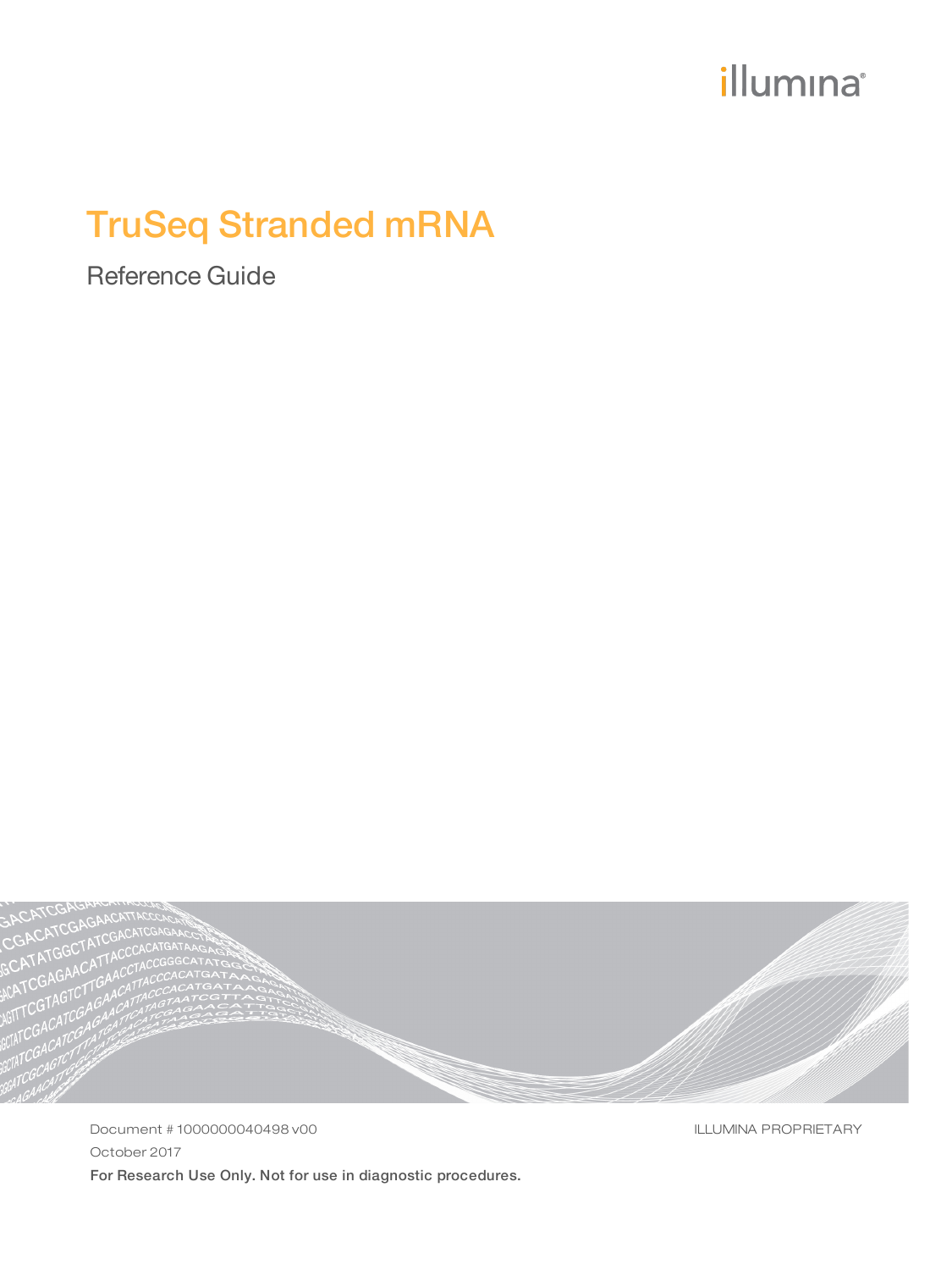illumina®

# TruSeq Stranded mRNA

## Reference Guide

Document # 1000000040498 v00

ILLUMINA PROPRIETARY

October 2017

**For Research Use Only. Not for use in diagnostic procedures.**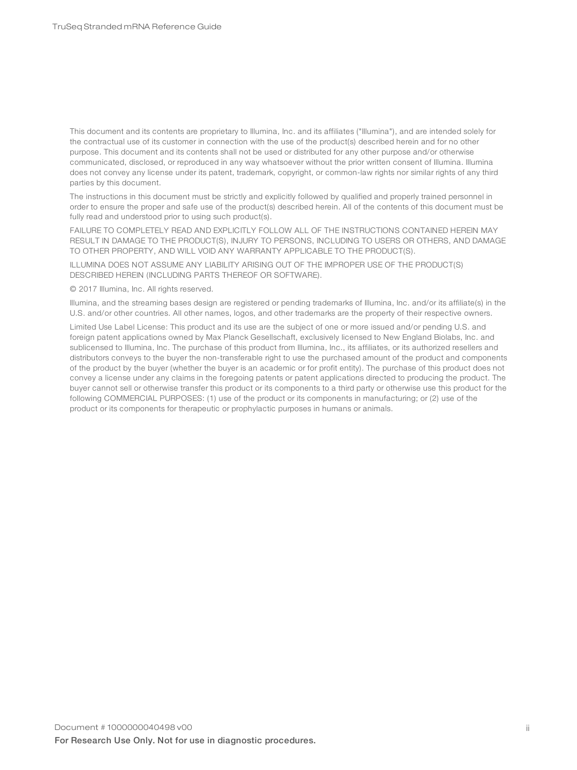This document and its contents are proprietary to Illumina, Inc. and its affiliates ("Illumina"), and are intended solely for the contractual use of its customer in connection with the use of the product(s) described herein and for no other purpose. This document and its contents shall not be used or distributed for any other purpose and/or otherwise communicated, disclosed, or reproduced in any way whatsoever without the prior written consent of Illumina. Illumina does not convey any license under its patent, trademark, copyright, or common-law rights nor similar rights of any third parties by this document.

The instructions in this document must be strictly and explicitly followed by qualified and properly trained personnel in order to ensure the proper and safe use of the product(s) described herein. All of the contents of this document must be fully read and understood prior to using such product(s).

FAILURE TO COMPLETELY READ AND EXPLICITLY FOLLOW ALL OF THE INSTRUCTIONS CONTAINED HEREIN MAY RESULT IN DAMAGE TO THE PRODUCT(S), INJURY TO PERSONS, INCLUDING TO USERS OR OTHERS, AND DAMAGE TO OTHER PROPERTY, AND WILL VOID ANY WARRANTY APPLICABLE TO THE PRODUCT(S).

ILLUMINA DOES NOT ASSUME ANY LIABILITY ARISING OUT OF THE IMPROPER USE OF THE PRODUCT(S) DESCRIBED HEREIN (INCLUDING PARTS THEREOF OR SOFTWARE).

© 2017 Illumina, Inc. All rights reserved.

Illumina, and the streaming bases design are registered or pending trademarks of Illumina, Inc. and/or its affiliate(s) in the U.S. and/or other countries. All other names, logos, and other trademarks are the property of their respective owners.

Limited Use Label License: This product and its use are the subject of one or more issued and/or pending U.S. and foreign patent applications owned by Max Planck Gesellschaft, exclusively licensed to New England Biolabs, Inc. and sublicensed to Illumina, Inc. The purchase of this product from Illumina, Inc., its affiliates, or its authorized resellers and distributors conveys to the buyer the non-transferable right to use the purchased amount of the product and components of the product by the buyer (whether the buyer is an academic or for profit entity). The purchase of this product does not convey a license under any claims in the foregoing patents or patent applications directed to producing the product. The buyer cannot sell or otherwise transfer this product or its components to a third party or otherwise use this product for the following COMMERCIAL PURPOSES: (1) use of the product or its components in manufacturing; or (2) use of the product or its components for therapeutic or prophylactic purposes in humans or animals.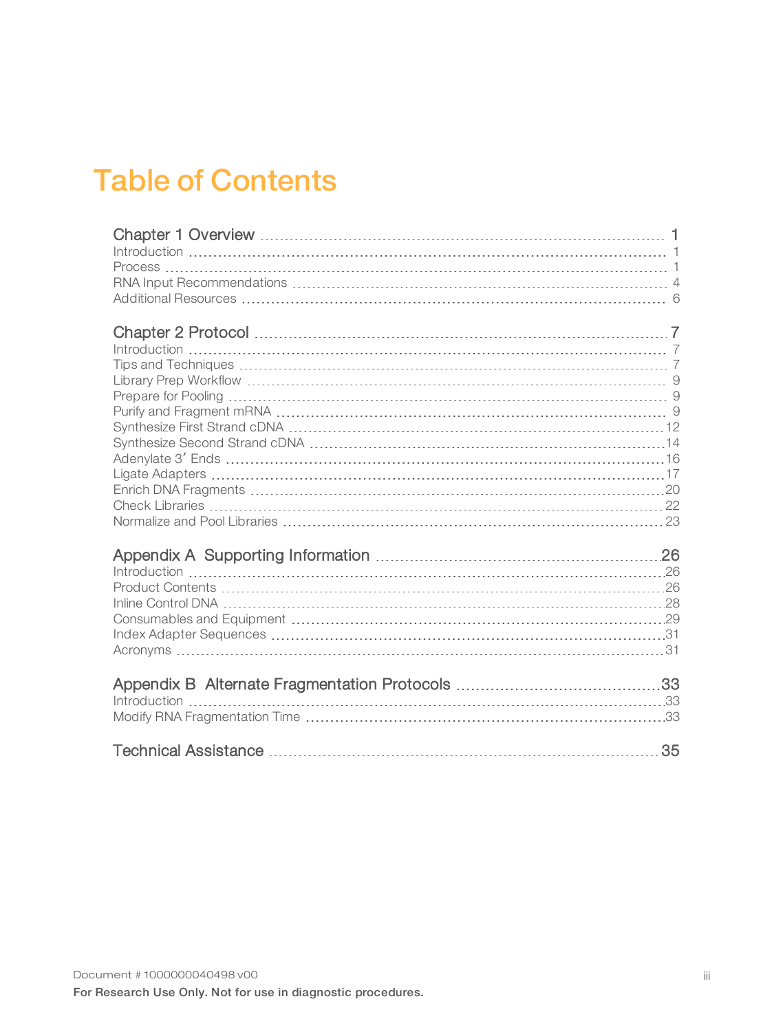# Table of Contents

| | |
|---|---|
| **Chapter 1 Overview** | **1** |
| Introduction | 1 |
| Process | 1 |
| RNA Input Recommendations | 4 |
| Additional Resources | 6 |
| **Chapter 2 Protocol** | **7** |
| Introduction | 7 |
| Tips and Techniques | 7 |
| Library Prep Workflow | 9 |
| Prepare for Pooling | 9 |
| Purify and Fragment mRNA | 9 |
| Synthesize First Strand cDNA | 12 |
| Synthesize Second Strand cDNA | 14 |
| Adenylate 3′ Ends | 16 |
| Ligate Adapters | 17 |
| Enrich DNA Fragments | 20 |
| Check Libraries | 22 |
| Normalize and Pool Libraries | 23 |
| **Appendix A Supporting Information** | **26** |
| Introduction | 26 |
| Product Contents | 26 |
| Inline Control DNA | 28 |
| Consumables and Equipment | 29 |
| Index Adapter Sequences | 31 |
| Acronyms | 31 |
| **Appendix B Alternate Fragmentation Protocols** | **33** |
| Introduction | 33 |
| Modify RNA Fragmentation Time | 33 |
| **Technical Assistance** | **35** |

Document # 1000000040498 v00

For Research Use Only. Not for use in diagnostic procedures.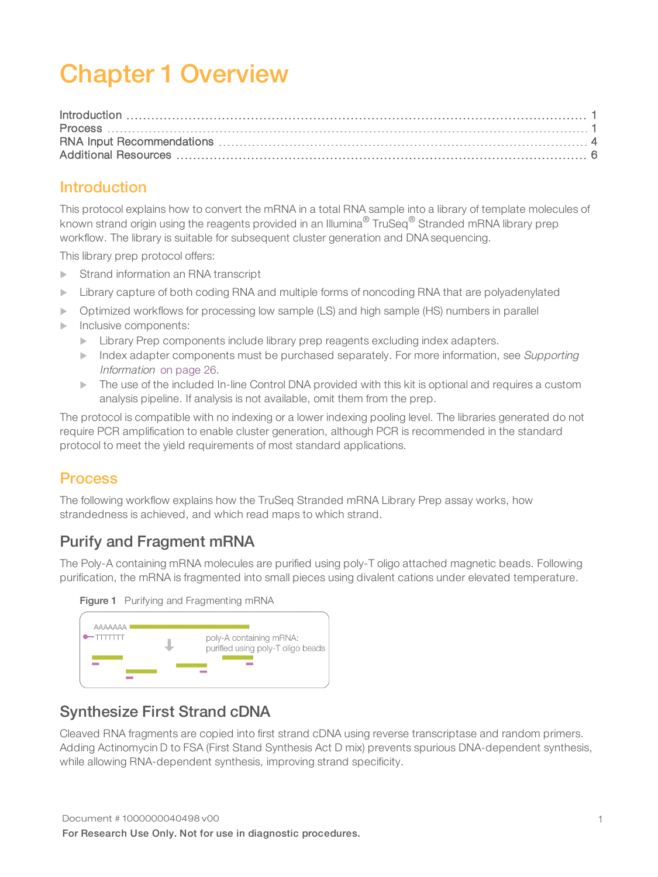# Chapter 1 Overview

Introduction ........................................................................................................ 1
Process ................................................................................................................ 1
RNA Input Recommendations ......................................................................... 4
Additional Resources ........................................................................................ 6

## Introduction

This protocol explains how to convert the mRNA in a total RNA sample into a library of template molecules of known strand origin using the reagents provided in an Illumina® TruSeq® Stranded mRNA library prep workflow. The library is suitable for subsequent cluster generation and DNA sequencing.

This library prep protocol offers:

- Strand information an RNA transcript
- Library capture of both coding RNA and multiple forms of noncoding RNA that are polyadenylated
- Optimized workflows for processing low sample (LS) and high sample (HS) numbers in parallel
- Inclusive components:
  - Library Prep components include library prep reagents excluding index adapters.
  - Index adapter components must be purchased separately. For more information, see *Supporting Information* on page 26.
  - The use of the included In-line Control DNA provided with this kit is optional and requires a custom analysis pipeline. If analysis is not available, omit them from the prep.

The protocol is compatible with no indexing or a lower indexing pooling level. The libraries generated do not require PCR amplification to enable cluster generation, although PCR is recommended in the standard protocol to meet the yield requirements of most standard applications.

## Process

The following workflow explains how the TruSeq Stranded mRNA Library Prep assay works, how strandedness is achieved, and which read maps to which strand.

### Purify and Fragment mRNA

The Poly-A containing mRNA molecules are purified using poly-T oligo attached magnetic beads. Following purification, the mRNA is fragmented into small pieces using divalent cations under elevated temperature.

**Figure 1** Purifying and Fragmenting mRNA

### Synthesize First Strand cDNA

Cleaved RNA fragments are copied into first strand cDNA using reverse transcriptase and random primers. Adding Actinomycin D to FSA (First Stand Synthesis Act D mix) prevents spurious DNA-dependent synthesis, while allowing RNA-dependent synthesis, improving strand specificity.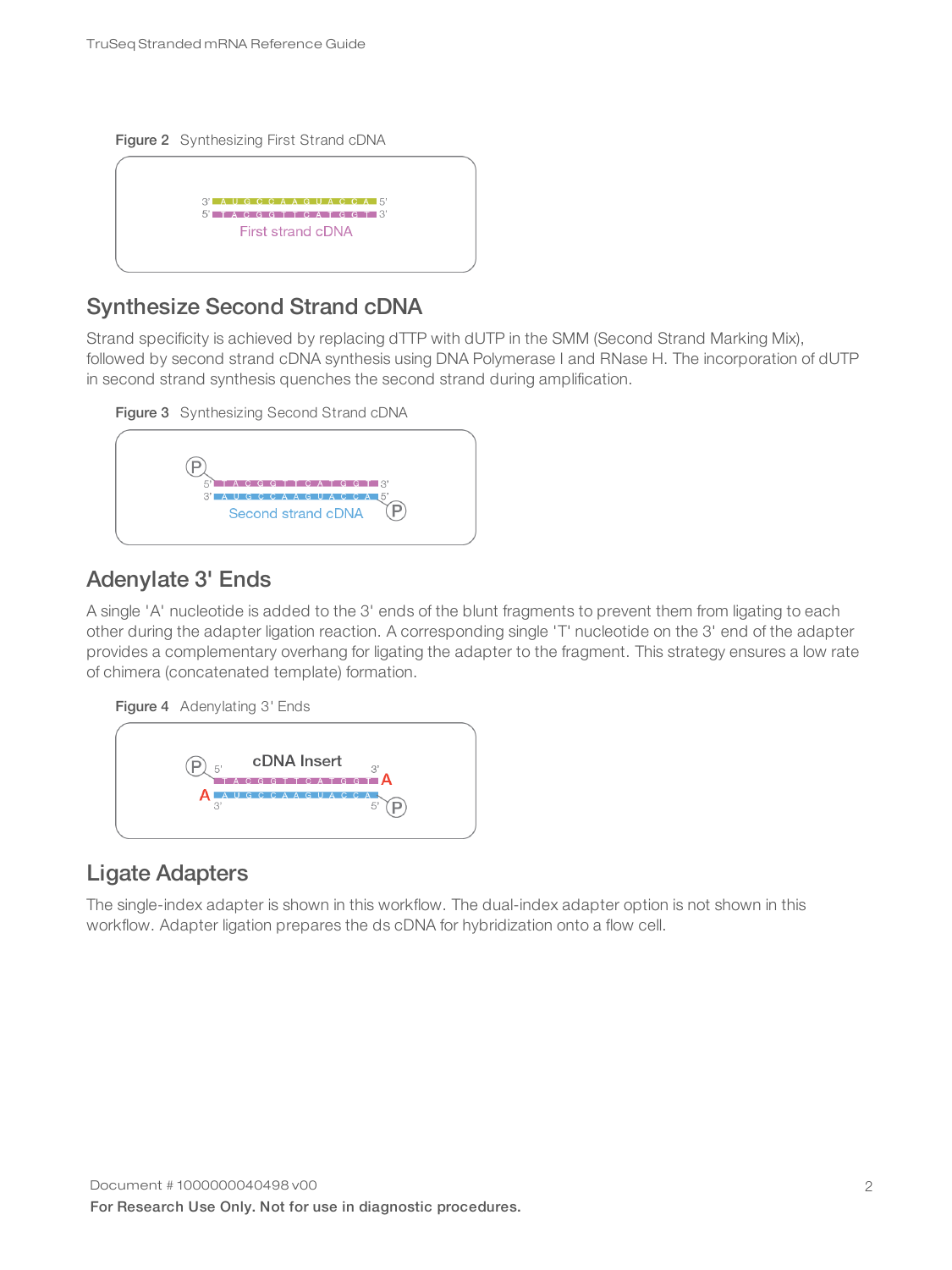**Figure 2** Synthesizing First Strand cDNA

## Synthesize Second Strand cDNA

Strand specificity is achieved by replacing dTTP with dUTP in the SMM (Second Strand Marking Mix), followed by second strand cDNA synthesis using DNA Polymerase I and RNase H. The incorporation of dUTP in second strand synthesis quenches the second strand during amplification.

**Figure 3** Synthesizing Second Strand cDNA

## Adenylate 3' Ends

A single 'A' nucleotide is added to the 3' ends of the blunt fragments to prevent them from ligating to each other during the adapter ligation reaction. A corresponding single 'T' nucleotide on the 3' end of the adapter provides a complementary overhang for ligating the adapter to the fragment. This strategy ensures a low rate of chimera (concatenated template) formation.

**Figure 4** Adenylating 3' Ends

## Ligate Adapters

The single-index adapter is shown in this workflow. The dual-index adapter option is not shown in this workflow. Adapter ligation prepares the ds cDNA for hybridization onto a flow cell.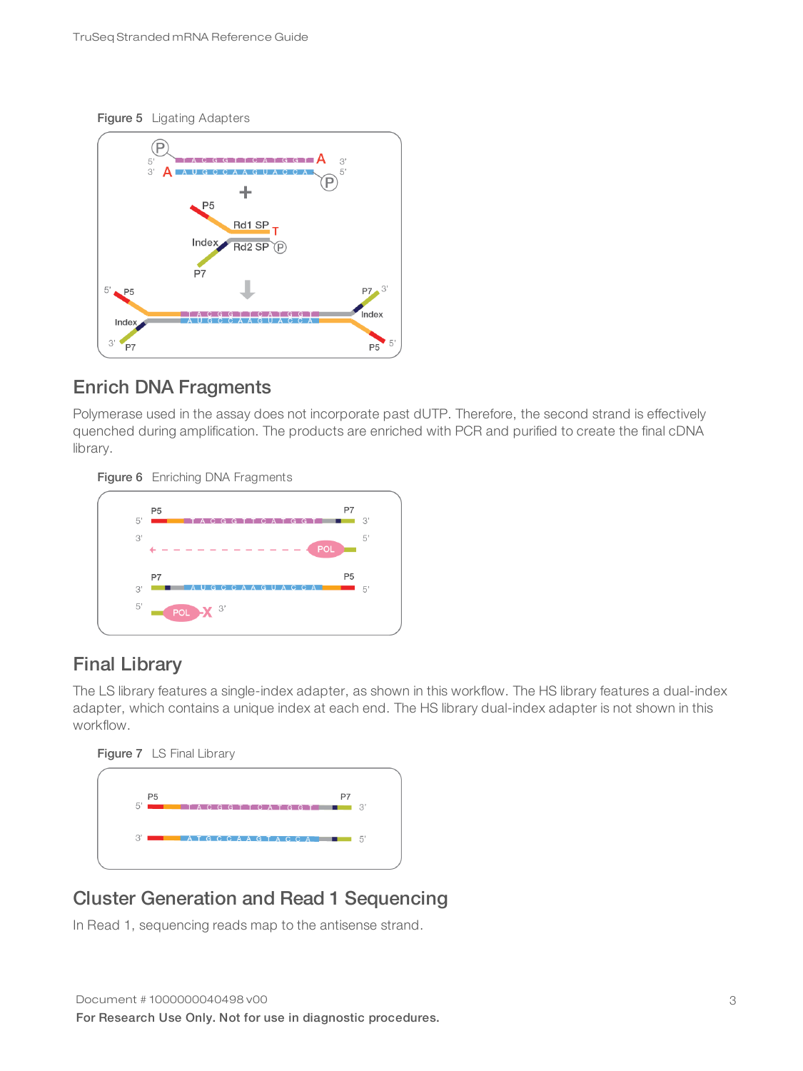Figure 5 Ligating Adapters

## Enrich DNA Fragments

Polymerase used in the assay does not incorporate past dUTP. Therefore, the second strand is effectively quenched during amplification. The products are enriched with PCR and purified to create the final cDNA library.

Figure 6 Enriching DNA Fragments

## Final Library

The LS library features a single-index adapter, as shown in this workflow. The HS library features a dual-index adapter, which contains a unique index at each end. The HS library dual-index adapter is not shown in this workflow.

Figure 7 LS Final Library

## Cluster Generation and Read 1 Sequencing

In Read 1, sequencing reads map to the antisense strand.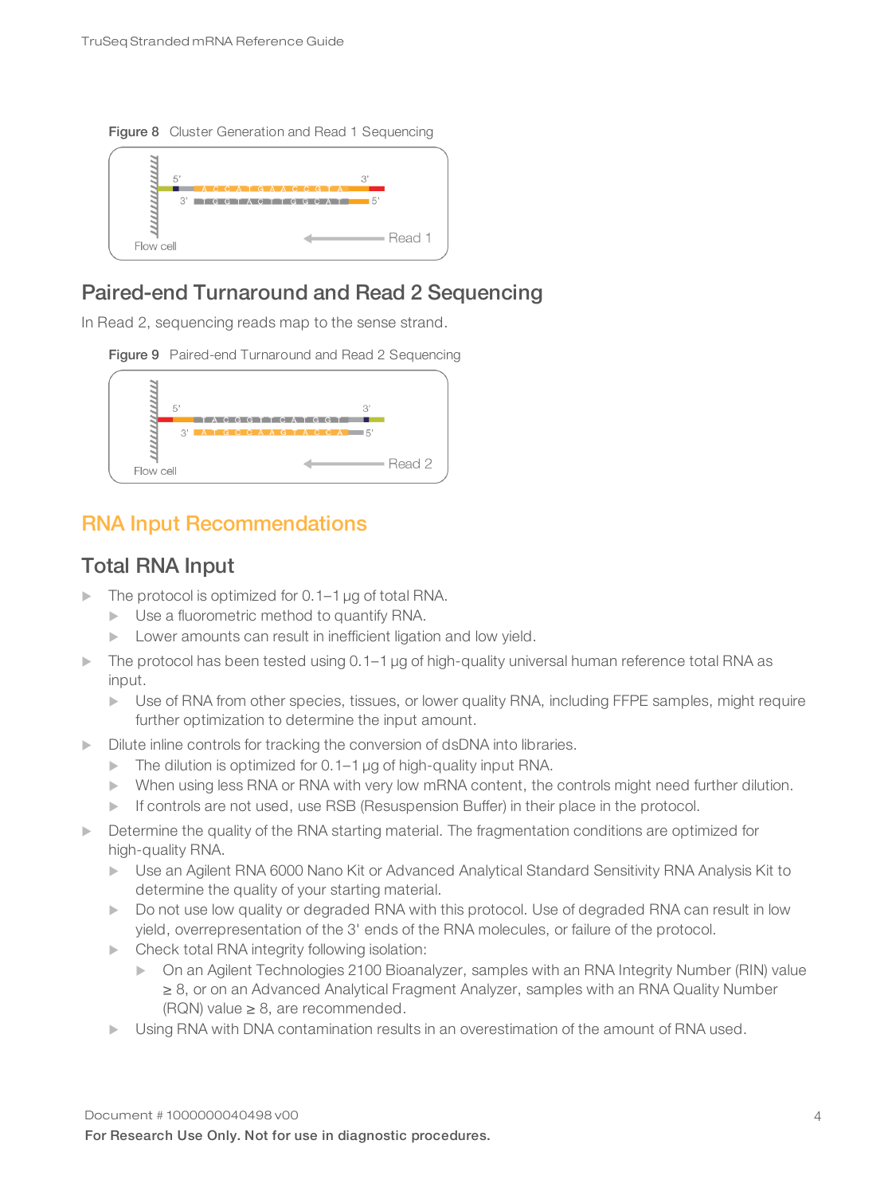Figure 8 Cluster Generation and Read 1 Sequencing

## Paired-end Turnaround and Read 2 Sequencing

In Read 2, sequencing reads map to the sense strand.

Figure 9 Paired-end Turnaround and Read 2 Sequencing

# RNA Input Recommendations

## Total RNA Input

- The protocol is optimized for 0.1–1 µg of total RNA.
  - Use a fluorometric method to quantify RNA.
  - Lower amounts can result in inefficient ligation and low yield.
- The protocol has been tested using 0.1–1 µg of high-quality universal human reference total RNA as input.
  - Use of RNA from other species, tissues, or lower quality RNA, including FFPE samples, might require further optimization to determine the input amount.
- Dilute inline controls for tracking the conversion of dsDNA into libraries.
  - The dilution is optimized for 0.1–1 µg of high-quality input RNA.
  - When using less RNA or RNA with very low mRNA content, the controls might need further dilution.
  - If controls are not used, use RSB (Resuspension Buffer) in their place in the protocol.
- Determine the quality of the RNA starting material. The fragmentation conditions are optimized for high-quality RNA.
  - Use an Agilent RNA 6000 Nano Kit or Advanced Analytical Standard Sensitivity RNA Analysis Kit to determine the quality of your starting material.
  - Do not use low quality or degraded RNA with this protocol. Use of degraded RNA can result in low yield, overrepresentation of the 3' ends of the RNA molecules, or failure of the protocol.
  - Check total RNA integrity following isolation:
    - On an Agilent Technologies 2100 Bioanalyzer, samples with an RNA Integrity Number (RIN) value ≥ 8, or on an Advanced Analytical Fragment Analyzer, samples with an RNA Quality Number (RQN) value ≥ 8, are recommended.
  - Using RNA with DNA contamination results in an overestimation of the amount of RNA used.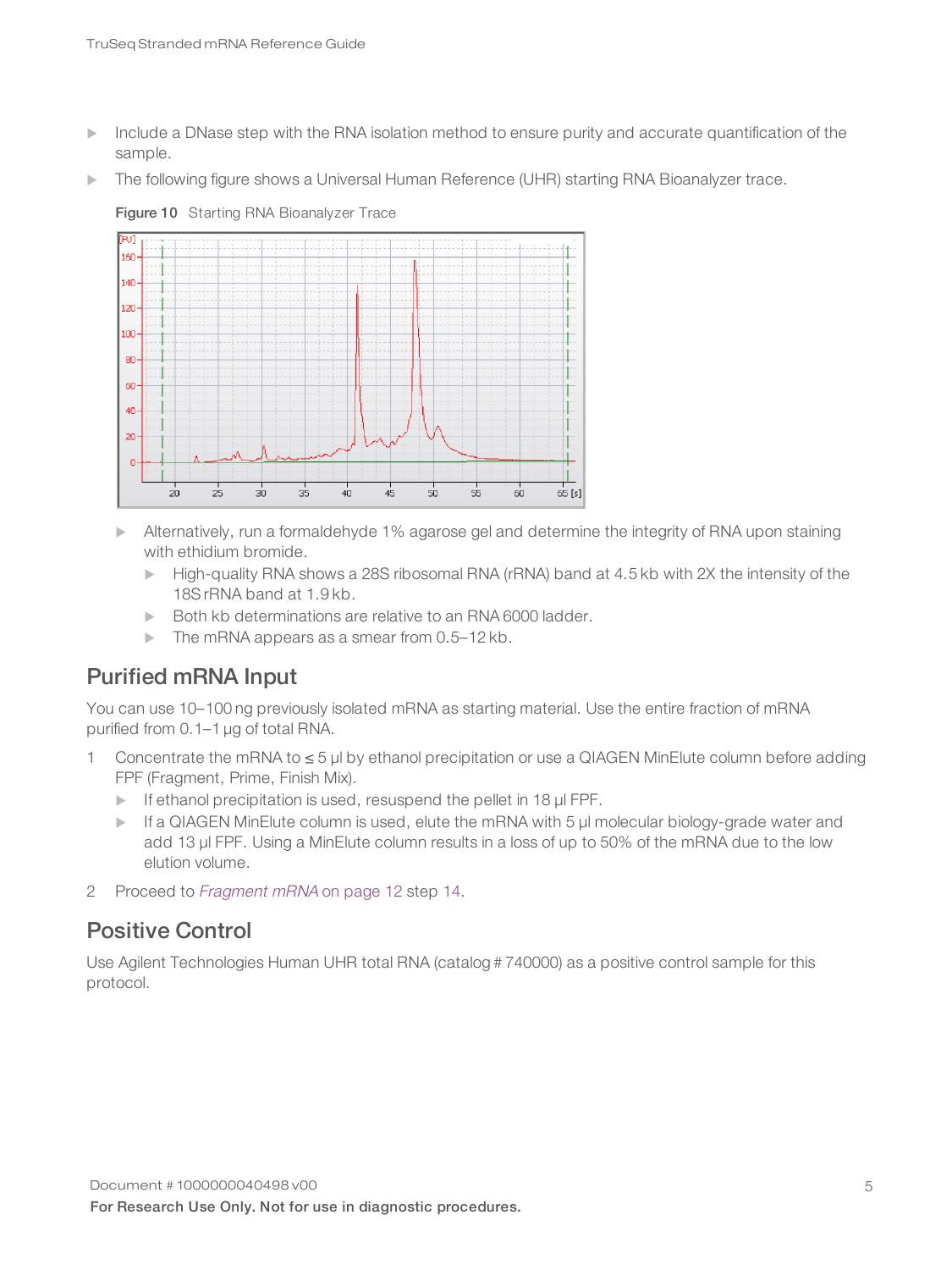- Include a DNase step with the RNA isolation method to ensure purity and accurate quantification of the sample.
- The following figure shows a Universal Human Reference (UHR) starting RNA Bioanalyzer trace.

**Figure 10** Starting RNA Bioanalyzer Trace

- Alternatively, run a formaldehyde 1% agarose gel and determine the integrity of RNA upon staining with ethidium bromide.
  - High-quality RNA shows a 28S ribosomal RNA (rRNA) band at 4.5 kb with 2X the intensity of the 18S rRNA band at 1.9 kb.
  - Both kb determinations are relative to an RNA 6000 ladder.
  - The mRNA appears as a smear from 0.5–12 kb.

## Purified mRNA Input

You can use 10–100 ng previously isolated mRNA as starting material. Use the entire fraction of mRNA purified from 0.1–1 µg of total RNA.

1. Concentrate the mRNA to ≤ 5 µl by ethanol precipitation or use a QIAGEN MinElute column before adding FPF (Fragment, Prime, Finish Mix).
   - If ethanol precipitation is used, resuspend the pellet in 18 µl FPF.
   - If a QIAGEN MinElute column is used, elute the mRNA with 5 µl molecular biology-grade water and add 13 µl FPF. Using a MinElute column results in a loss of up to 50% of the mRNA due to the low elution volume.
2. Proceed to *Fragment mRNA* on page 12 step 14.

## Positive Control

Use Agilent Technologies Human UHR total RNA (catalog # 740000) as a positive control sample for this protocol.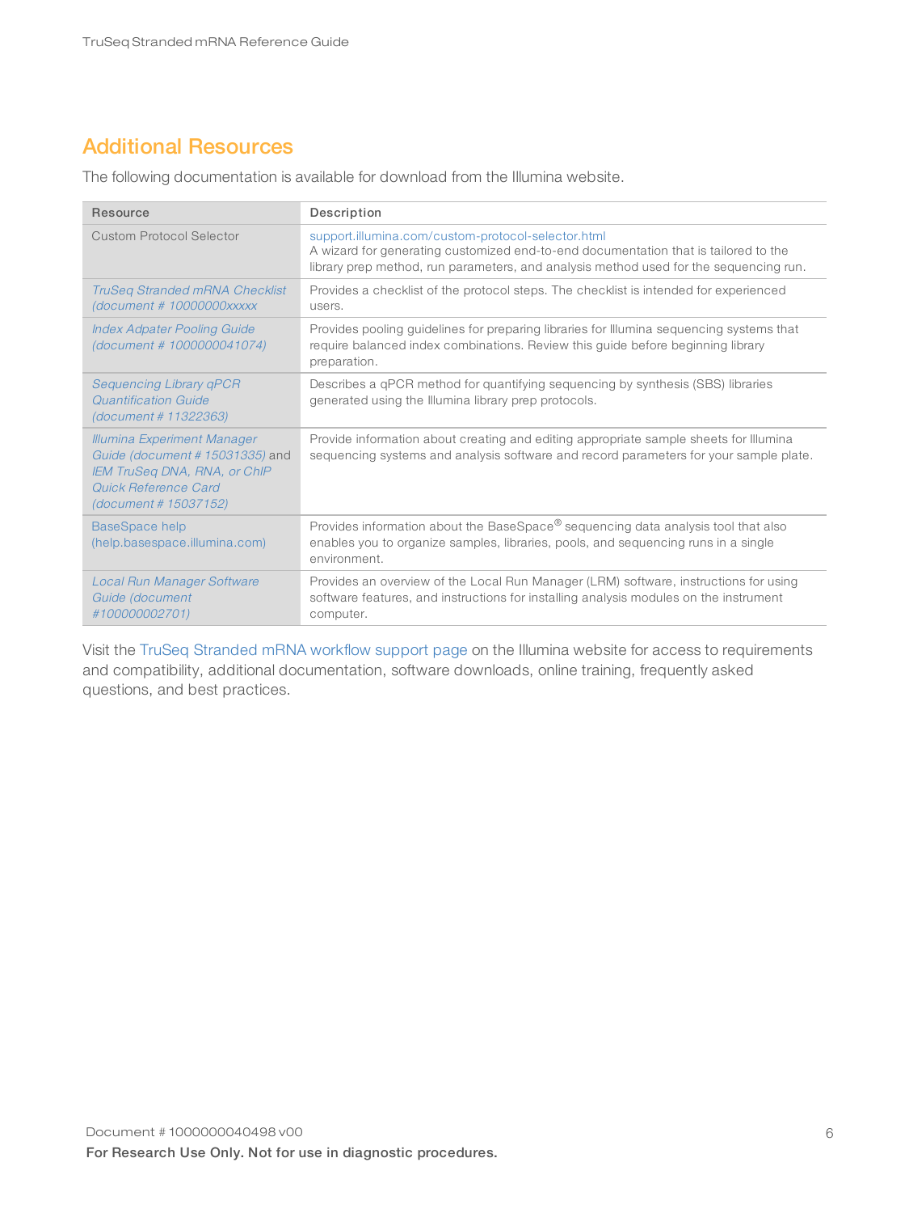## Additional Resources

The following documentation is available for download from the Illumina website.

| Resource | Description |
| --- | --- |
| Custom Protocol Selector | support.illumina.com/custom-protocol-selector.html A wizard for generating customized end-to-end documentation that is tailored to the library prep method, run parameters, and analysis method used for the sequencing run. |
| *TruSeq Stranded mRNA Checklist (document # 10000000xxxxx* | Provides a checklist of the protocol steps. The checklist is intended for experienced users. |
| *Index Adpater Pooling Guide (document # 1000000041074)* | Provides pooling guidelines for preparing libraries for Illumina sequencing systems that require balanced index combinations. Review this guide before beginning library preparation. |
| *Sequencing Library qPCR Quantification Guide (document # 11322363)* | Describes a qPCR method for quantifying sequencing by synthesis (SBS) libraries generated using the Illumina library prep protocols. |
| *Illumina Experiment Manager Guide (document # 15031335)* and *IEM TruSeq DNA, RNA, or ChIP Quick Reference Card (document # 15037152)* | Provide information about creating and editing appropriate sample sheets for Illumina sequencing systems and analysis software and record parameters for your sample plate. |
| BaseSpace help (help.basespace.illumina.com) | Provides information about the BaseSpace® sequencing data analysis tool that also enables you to organize samples, libraries, pools, and sequencing runs in a single environment. |
| *Local Run Manager Software Guide (document #100000002701)* | Provides an overview of the Local Run Manager (LRM) software, instructions for using software features, and instructions for installing analysis modules on the instrument computer. |

Visit the TruSeq Stranded mRNA workflow support page on the Illumina website for access to requirements and compatibility, additional documentation, software downloads, online training, frequently asked questions, and best practices.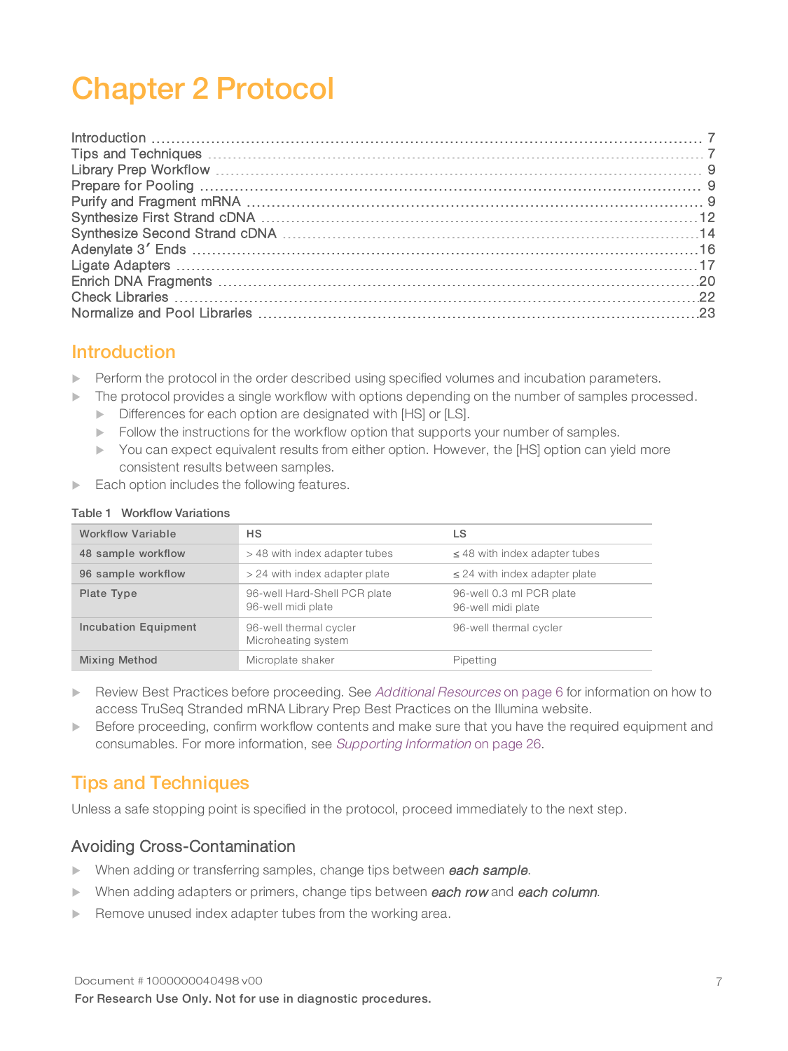# Chapter 2 Protocol

Introduction ..... 7
Tips and Techniques ..... 7
Library Prep Workflow ..... 9
Prepare for Pooling ..... 9
Purify and Fragment mRNA ..... 9
Synthesize First Strand cDNA ..... 12
Synthesize Second Strand cDNA ..... 14
Adenylate 3′ Ends ..... 16
Ligate Adapters ..... 17
Enrich DNA Fragments ..... 20
Check Libraries ..... 22
Normalize and Pool Libraries ..... 23

## Introduction

- Perform the protocol in the order described using specified volumes and incubation parameters.
- The protocol provides a single workflow with options depending on the number of samples processed.
  - Differences for each option are designated with [HS] or [LS].
  - Follow the instructions for the workflow option that supports your number of samples.
  - You can expect equivalent results from either option. However, the [HS] option can yield more consistent results between samples.
- Each option includes the following features.

Table 1 Workflow Variations

| Workflow Variable | HS | LS |
|---|---|---|
| 48 sample workflow | > 48 with index adapter tubes | ≤ 48 with index adapter tubes |
| 96 sample workflow | > 24 with index adapter plate | ≤ 24 with index adapter plate |
| Plate Type | 96-well Hard-Shell PCR plate<br>96-well midi plate | 96-well 0.3 ml PCR plate<br>96-well midi plate |
| Incubation Equipment | 96-well thermal cycler<br>Microheating system | 96-well thermal cycler |
| Mixing Method | Microplate shaker | Pipetting |

- Review Best Practices before proceeding. See *Additional Resources* on page 6 for information on how to access TruSeq Stranded mRNA Library Prep Best Practices on the Illumina website.
- Before proceeding, confirm workflow contents and make sure that you have the required equipment and consumables. For more information, see *Supporting Information* on page 26.

## Tips and Techniques

Unless a safe stopping point is specified in the protocol, proceed immediately to the next step.

### Avoiding Cross-Contamination

- When adding or transferring samples, change tips between ***each sample***.
- When adding adapters or primers, change tips between ***each row*** and ***each column***.
- Remove unused index adapter tubes from the working area.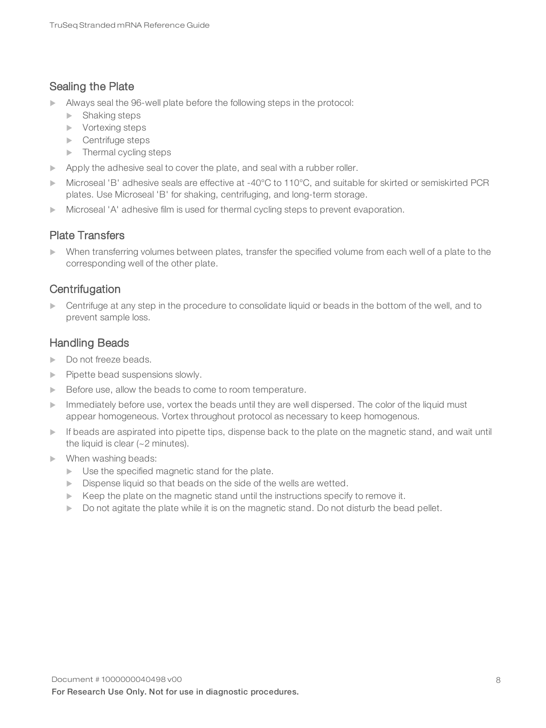## Sealing the Plate

- Always seal the 96-well plate before the following steps in the protocol:
  - Shaking steps
  - Vortexing steps
  - Centrifuge steps
  - Thermal cycling steps
- Apply the adhesive seal to cover the plate, and seal with a rubber roller.
- Microseal 'B' adhesive seals are effective at -40°C to 110°C, and suitable for skirted or semiskirted PCR plates. Use Microseal 'B' for shaking, centrifuging, and long-term storage.
- Microseal 'A' adhesive film is used for thermal cycling steps to prevent evaporation.

## Plate Transfers

- When transferring volumes between plates, transfer the specified volume from each well of a plate to the corresponding well of the other plate.

## Centrifugation

- Centrifuge at any step in the procedure to consolidate liquid or beads in the bottom of the well, and to prevent sample loss.

## Handling Beads

- Do not freeze beads.
- Pipette bead suspensions slowly.
- Before use, allow the beads to come to room temperature.
- Immediately before use, vortex the beads until they are well dispersed. The color of the liquid must appear homogeneous. Vortex throughout protocol as necessary to keep homogenous.
- If beads are aspirated into pipette tips, dispense back to the plate on the magnetic stand, and wait until the liquid is clear (~2 minutes).
- When washing beads:
  - Use the specified magnetic stand for the plate.
  - Dispense liquid so that beads on the side of the wells are wetted.
  - Keep the plate on the magnetic stand until the instructions specify to remove it.
  - Do not agitate the plate while it is on the magnetic stand. Do not disturb the bead pellet.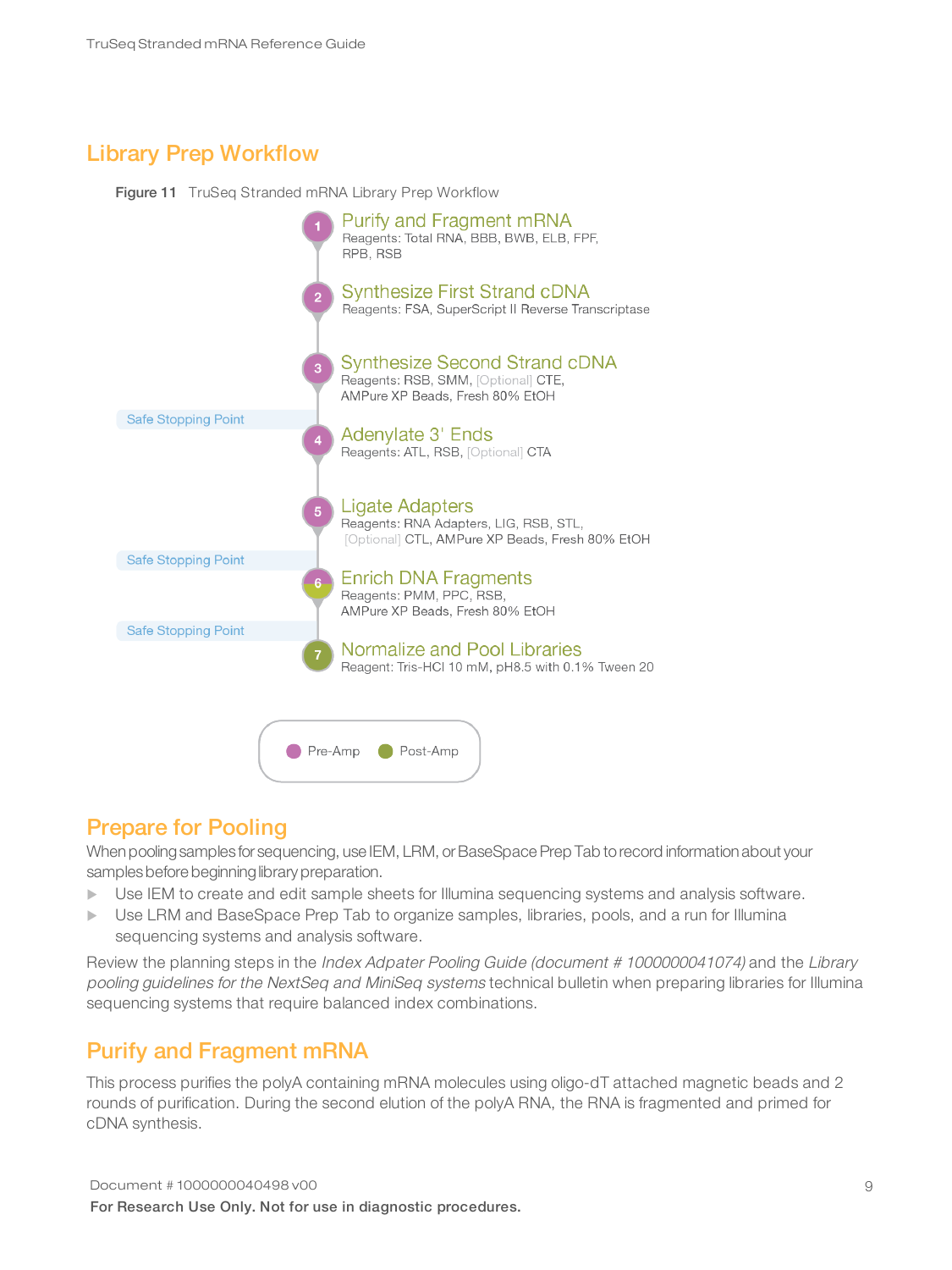## Library Prep Workflow

**Figure 11** TruSeq Stranded mRNA Library Prep Workflow

1. **Purify and Fragment mRNA**
   Reagents: Total RNA, BBB, BWB, ELB, FPF, RPB, RSB
2. **Synthesize First Strand cDNA**
   Reagents: FSA, SuperScript II Reverse Transcriptase
3. **Synthesize Second Strand cDNA**
   Reagents: RSB, SMM, [Optional] CTE, AMPure XP Beads, Fresh 80% EtOH

   Safe Stopping Point
4. **Adenylate 3' Ends**
   Reagents: ATL, RSB, [Optional] CTA
5. **Ligate Adapters**
   Reagents: RNA Adapters, LIG, RSB, STL, [Optional] CTL, AMPure XP Beads, Fresh 80% EtOH

   Safe Stopping Point
6. **Enrich DNA Fragments**
   Reagents: PMM, PPC, RSB, AMPure XP Beads, Fresh 80% EtOH

   Safe Stopping Point
7. **Normalize and Pool Libraries**
   Reagent: Tris-HCl 10 mM, pH8.5 with 0.1% Tween 20

Pre-Amp    Post-Amp

## Prepare for Pooling

When pooling samples for sequencing, use IEM, LRM, or BaseSpace Prep Tab to record information about your samples before beginning library preparation.

- Use IEM to create and edit sample sheets for Illumina sequencing systems and analysis software.
- Use LRM and BaseSpace Prep Tab to organize samples, libraries, pools, and a run for Illumina sequencing systems and analysis software.

Review the planning steps in the *Index Adpater Pooling Guide (document # 1000000041074)* and the *Library pooling guidelines for the NextSeq and MiniSeq systems* technical bulletin when preparing libraries for Illumina sequencing systems that require balanced index combinations.

## Purify and Fragment mRNA

This process purifies the polyA containing mRNA molecules using oligo-dT attached magnetic beads and 2 rounds of purification. During the second elution of the polyA RNA, the RNA is fragmented and primed for cDNA synthesis.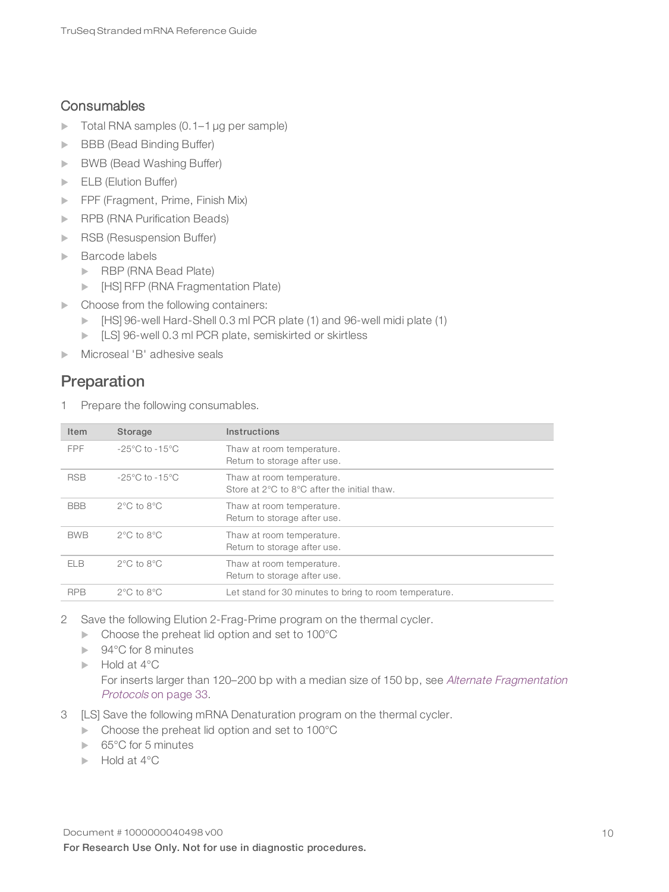### Consumables

- Total RNA samples (0.1–1 µg per sample)
- BBB (Bead Binding Buffer)
- BWB (Bead Washing Buffer)
- ELB (Elution Buffer)
- FPF (Fragment, Prime, Finish Mix)
- RPB (RNA Purification Beads)
- RSB (Resuspension Buffer)
- Barcode labels
  - RBP (RNA Bead Plate)
  - [HS] RFP (RNA Fragmentation Plate)
- Choose from the following containers:
  - [HS] 96-well Hard-Shell 0.3 ml PCR plate (1) and 96-well midi plate (1)
  - [LS] 96-well 0.3 ml PCR plate, semiskirted or skirtless
- Microseal 'B' adhesive seals

## Preparation

1 Prepare the following consumables.

| Item | Storage | Instructions |
| --- | --- | --- |
| FPF | -25°C to -15°C | Thaw at room temperature.<br>Return to storage after use. |
| RSB | -25°C to -15°C | Thaw at room temperature.<br>Store at 2°C to 8°C after the initial thaw. |
| BBB | 2°C to 8°C | Thaw at room temperature.<br>Return to storage after use. |
| BWB | 2°C to 8°C | Thaw at room temperature.<br>Return to storage after use. |
| ELB | 2°C to 8°C | Thaw at room temperature.<br>Return to storage after use. |
| RPB | 2°C to 8°C | Let stand for 30 minutes to bring to room temperature. |

2 Save the following Elution 2-Frag-Prime program on the thermal cycler.
- Choose the preheat lid option and set to 100°C
- 94°C for 8 minutes
- Hold at 4°C

  For inserts larger than 120–200 bp with a median size of 150 bp, see *Alternate Fragmentation Protocols* on page 33.

3 [LS] Save the following mRNA Denaturation program on the thermal cycler.
- Choose the preheat lid option and set to 100°C
- 65°C for 5 minutes
- Hold at 4°C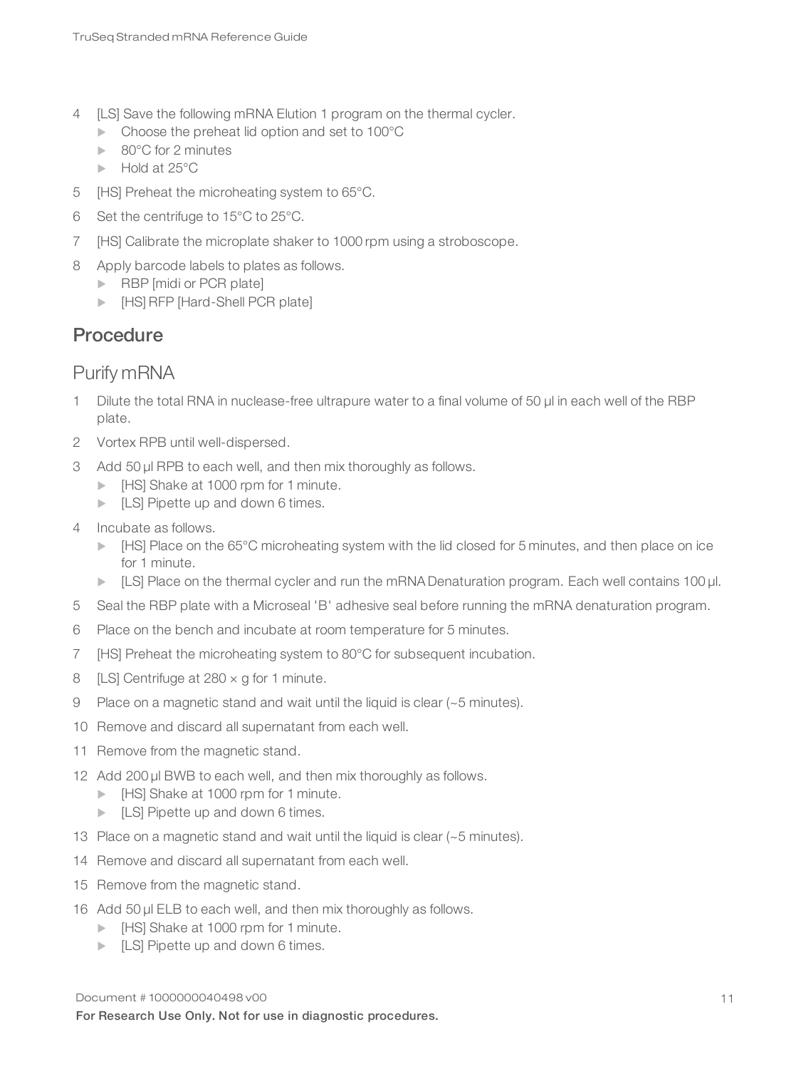4 [LS] Save the following mRNA Elution 1 program on the thermal cycler.
   - Choose the preheat lid option and set to 100°C
   - 80°C for 2 minutes
   - Hold at 25°C
5 [HS] Preheat the microheating system to 65°C.
6 Set the centrifuge to 15°C to 25°C.
7 [HS] Calibrate the microplate shaker to 1000 rpm using a stroboscope.
8 Apply barcode labels to plates as follows.
   - RBP [midi or PCR plate]
   - [HS] RFP [Hard-Shell PCR plate]

## Procedure

### Purify mRNA

1 Dilute the total RNA in nuclease-free ultrapure water to a final volume of 50 µl in each well of the RBP plate.
2 Vortex RPB until well-dispersed.
3 Add 50 µl RPB to each well, and then mix thoroughly as follows.
   - [HS] Shake at 1000 rpm for 1 minute.
   - [LS] Pipette up and down 6 times.
4 Incubate as follows.
   - [HS] Place on the 65°C microheating system with the lid closed for 5 minutes, and then place on ice for 1 minute.
   - [LS] Place on the thermal cycler and run the mRNA Denaturation program. Each well contains 100 µl.
5 Seal the RBP plate with a Microseal 'B' adhesive seal before running the mRNA denaturation program.
6 Place on the bench and incubate at room temperature for 5 minutes.
7 [HS] Preheat the microheating system to 80°C for subsequent incubation.
8 [LS] Centrifuge at 280 × g for 1 minute.
9 Place on a magnetic stand and wait until the liquid is clear (~5 minutes).
10 Remove and discard all supernatant from each well.
11 Remove from the magnetic stand.
12 Add 200 µl BWB to each well, and then mix thoroughly as follows.
   - [HS] Shake at 1000 rpm for 1 minute.
   - [LS] Pipette up and down 6 times.
13 Place on a magnetic stand and wait until the liquid is clear (~5 minutes).
14 Remove and discard all supernatant from each well.
15 Remove from the magnetic stand.
16 Add 50 µl ELB to each well, and then mix thoroughly as follows.
   - [HS] Shake at 1000 rpm for 1 minute.
   - [LS] Pipette up and down 6 times.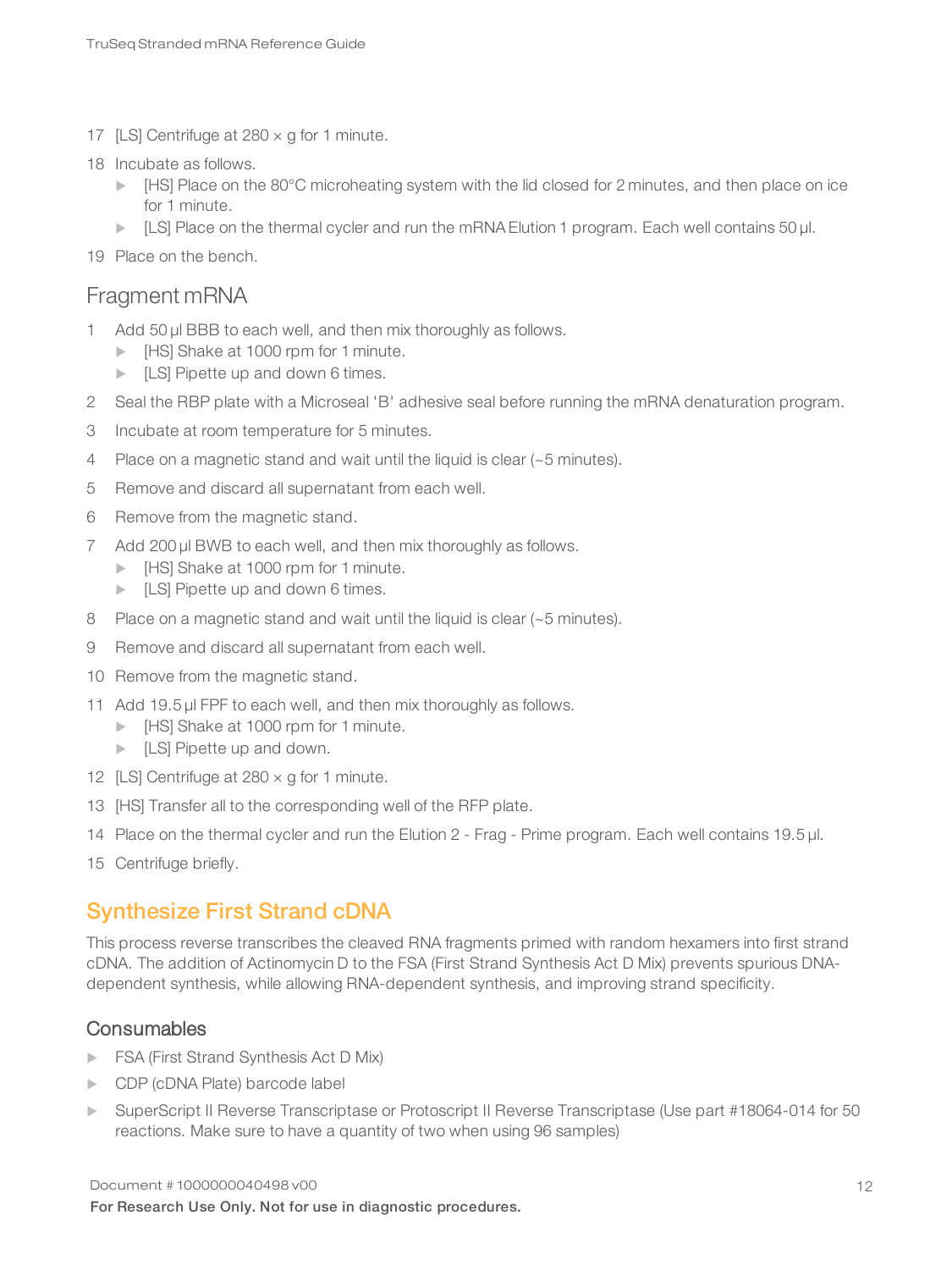17 [LS] Centrifuge at 280 × g for 1 minute.

18 Incubate as follows.
   - [HS] Place on the 80°C microheating system with the lid closed for 2 minutes, and then place on ice for 1 minute.
   - [LS] Place on the thermal cycler and run the mRNA Elution 1 program. Each well contains 50 µl.

19 Place on the bench.

## Fragment mRNA

1. Add 50 µl BBB to each well, and then mix thoroughly as follows.
   - [HS] Shake at 1000 rpm for 1 minute.
   - [LS] Pipette up and down 6 times.
2. Seal the RBP plate with a Microseal 'B' adhesive seal before running the mRNA denaturation program.
3. Incubate at room temperature for 5 minutes.
4. Place on a magnetic stand and wait until the liquid is clear (~5 minutes).
5. Remove and discard all supernatant from each well.
6. Remove from the magnetic stand.
7. Add 200 µl BWB to each well, and then mix thoroughly as follows.
   - [HS] Shake at 1000 rpm for 1 minute.
   - [LS] Pipette up and down 6 times.
8. Place on a magnetic stand and wait until the liquid is clear (~5 minutes).
9. Remove and discard all supernatant from each well.
10. Remove from the magnetic stand.
11. Add 19.5 µl FPF to each well, and then mix thoroughly as follows.
    - [HS] Shake at 1000 rpm for 1 minute.
    - [LS] Pipette up and down.
12. [LS] Centrifuge at 280 × g for 1 minute.
13. [HS] Transfer all to the corresponding well of the RFP plate.
14. Place on the thermal cycler and run the Elution 2 - Frag - Prime program. Each well contains 19.5 µl.
15. Centrifuge briefly.

# Synthesize First Strand cDNA

This process reverse transcribes the cleaved RNA fragments primed with random hexamers into first strand cDNA. The addition of Actinomycin D to the FSA (First Strand Synthesis Act D Mix) prevents spurious DNA-dependent synthesis, while allowing RNA-dependent synthesis, and improving strand specificity.

## Consumables

- FSA (First Strand Synthesis Act D Mix)
- CDP (cDNA Plate) barcode label
- SuperScript II Reverse Transcriptase or Protoscript II Reverse Transcriptase (Use part #18064-014 for 50 reactions. Make sure to have a quantity of two when using 96 samples)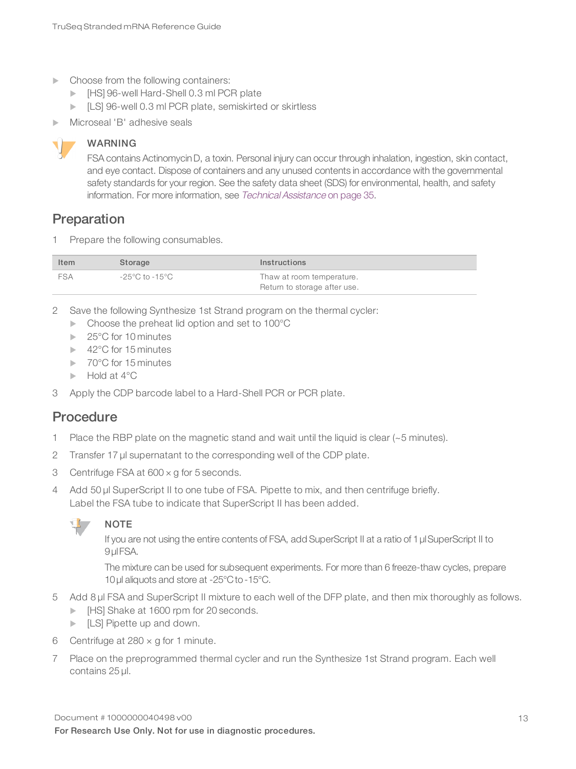- Choose from the following containers:
  - [HS] 96-well Hard-Shell 0.3 ml PCR plate
  - [LS] 96-well 0.3 ml PCR plate, semiskirted or skirtless
- Microseal 'B' adhesive seals

**WARNING**

FSA contains Actinomycin D, a toxin. Personal injury can occur through inhalation, ingestion, skin contact, and eye contact. Dispose of containers and any unused contents in accordance with the governmental safety standards for your region. See the safety data sheet (SDS) for environmental, health, and safety information. For more information, see *Technical Assistance* on page 35.

## Preparation

1. Prepare the following consumables.

| Item | Storage | Instructions |
| --- | --- | --- |
| FSA | -25°C to -15°C | Thaw at room temperature.<br>Return to storage after use. |

2. Save the following Synthesize 1st Strand program on the thermal cycler:
   - Choose the preheat lid option and set to 100°C
   - 25°C for 10 minutes
   - 42°C for 15 minutes
   - 70°C for 15 minutes
   - Hold at 4°C
3. Apply the CDP barcode label to a Hard-Shell PCR or PCR plate.

## Procedure

1. Place the RBP plate on the magnetic stand and wait until the liquid is clear (~5 minutes).
2. Transfer 17 µl supernatant to the corresponding well of the CDP plate.
3. Centrifuge FSA at 600 × g for 5 seconds.
4. Add 50 µl SuperScript II to one tube of FSA. Pipette to mix, and then centrifuge briefly. Label the FSA tube to indicate that SuperScript II has been added.

   **NOTE**

   If you are not using the entire contents of FSA, add SuperScript II at a ratio of 1 µl SuperScript II to 9 µl FSA.

   The mixture can be used for subsequent experiments. For more than 6 freeze-thaw cycles, prepare 10 µl aliquots and store at -25°C to -15°C.

5. Add 8 µl FSA and SuperScript II mixture to each well of the DFP plate, and then mix thoroughly as follows.
   - [HS] Shake at 1600 rpm for 20 seconds.
   - [LS] Pipette up and down.
6. Centrifuge at 280 × g for 1 minute.
7. Place on the preprogrammed thermal cycler and run the Synthesize 1st Strand program. Each well contains 25 µl.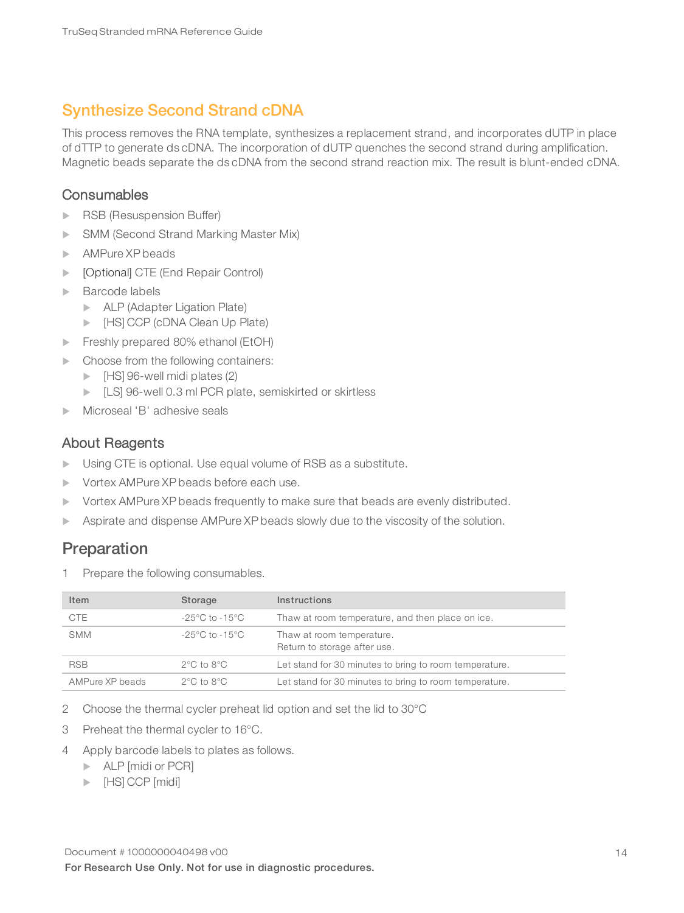## Synthesize Second Strand cDNA

This process removes the RNA template, synthesizes a replacement strand, and incorporates dUTP in place of dTTP to generate ds cDNA. The incorporation of dUTP quenches the second strand during amplification. Magnetic beads separate the ds cDNA from the second strand reaction mix. The result is blunt-ended cDNA.

### Consumables

- RSB (Resuspension Buffer)
- SMM (Second Strand Marking Master Mix)
- AMPure XP beads
- [Optional] CTE (End Repair Control)
- Barcode labels
  - ALP (Adapter Ligation Plate)
  - [HS] CCP (cDNA Clean Up Plate)
- Freshly prepared 80% ethanol (EtOH)
- Choose from the following containers:
  - [HS] 96-well midi plates (2)
  - [LS] 96-well 0.3 ml PCR plate, semiskirted or skirtless
- Microseal 'B' adhesive seals

### About Reagents

- Using CTE is optional. Use equal volume of RSB as a substitute.
- Vortex AMPure XP beads before each use.
- Vortex AMPure XP beads frequently to make sure that beads are evenly distributed.
- Aspirate and dispense AMPure XP beads slowly due to the viscosity of the solution.

## Preparation

1 Prepare the following consumables.

| Item | Storage | Instructions |
| --- | --- | --- |
| CTE | -25°C to -15°C | Thaw at room temperature, and then place on ice. |
| SMM | -25°C to -15°C | Thaw at room temperature.<br>Return to storage after use. |
| RSB | 2°C to 8°C | Let stand for 30 minutes to bring to room temperature. |
| AMPure XP beads | 2°C to 8°C | Let stand for 30 minutes to bring to room temperature. |

2 Choose the thermal cycler preheat lid option and set the lid to 30°C

3 Preheat the thermal cycler to 16°C.

4 Apply barcode labels to plates as follows.
- ALP [midi or PCR]
- [HS] CCP [midi]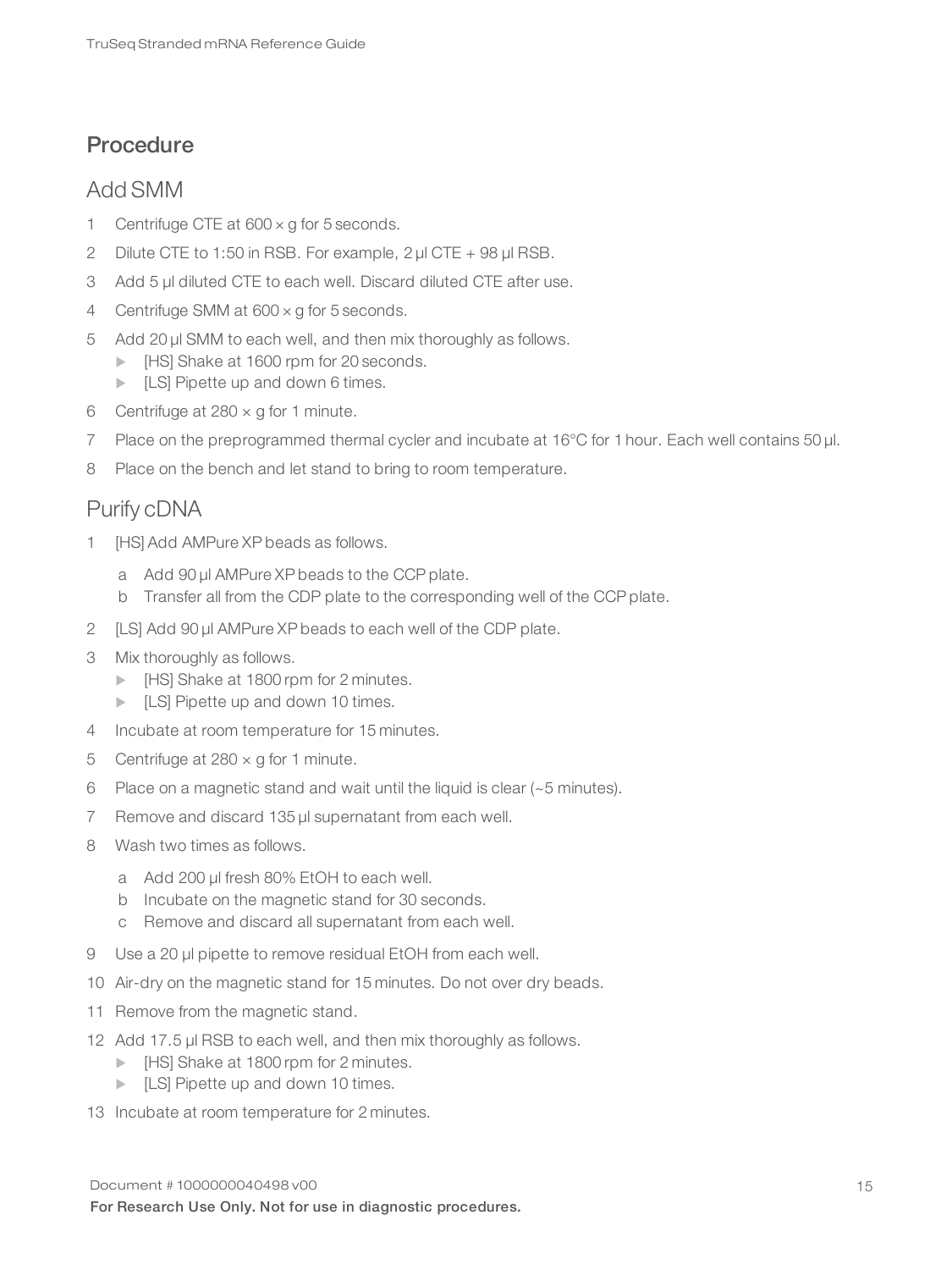## Procedure

### Add SMM

1. Centrifuge CTE at 600 × g for 5 seconds.
2. Dilute CTE to 1:50 in RSB. For example, 2 µl CTE + 98 µl RSB.
3. Add 5 µl diluted CTE to each well. Discard diluted CTE after use.
4. Centrifuge SMM at 600 × g for 5 seconds.
5. Add 20 µl SMM to each well, and then mix thoroughly as follows.
   - [HS] Shake at 1600 rpm for 20 seconds.
   - [LS] Pipette up and down 6 times.
6. Centrifuge at 280 × g for 1 minute.
7. Place on the preprogrammed thermal cycler and incubate at 16°C for 1 hour. Each well contains 50 µl.
8. Place on the bench and let stand to bring to room temperature.

### Purify cDNA

1. [HS] Add AMPure XP beads as follows.
   a. Add 90 µl AMPure XP beads to the CCP plate.
   b. Transfer all from the CDP plate to the corresponding well of the CCP plate.
2. [LS] Add 90 µl AMPure XP beads to each well of the CDP plate.
3. Mix thoroughly as follows.
   - [HS] Shake at 1800 rpm for 2 minutes.
   - [LS] Pipette up and down 10 times.
4. Incubate at room temperature for 15 minutes.
5. Centrifuge at 280 × g for 1 minute.
6. Place on a magnetic stand and wait until the liquid is clear (~5 minutes).
7. Remove and discard 135 µl supernatant from each well.
8. Wash two times as follows.
   a. Add 200 µl fresh 80% EtOH to each well.
   b. Incubate on the magnetic stand for 30 seconds.
   c. Remove and discard all supernatant from each well.
9. Use a 20 µl pipette to remove residual EtOH from each well.
10. Air-dry on the magnetic stand for 15 minutes. Do not over dry beads.
11. Remove from the magnetic stand.
12. Add 17.5 µl RSB to each well, and then mix thoroughly as follows.
    - [HS] Shake at 1800 rpm for 2 minutes.
    - [LS] Pipette up and down 10 times.
13. Incubate at room temperature for 2 minutes.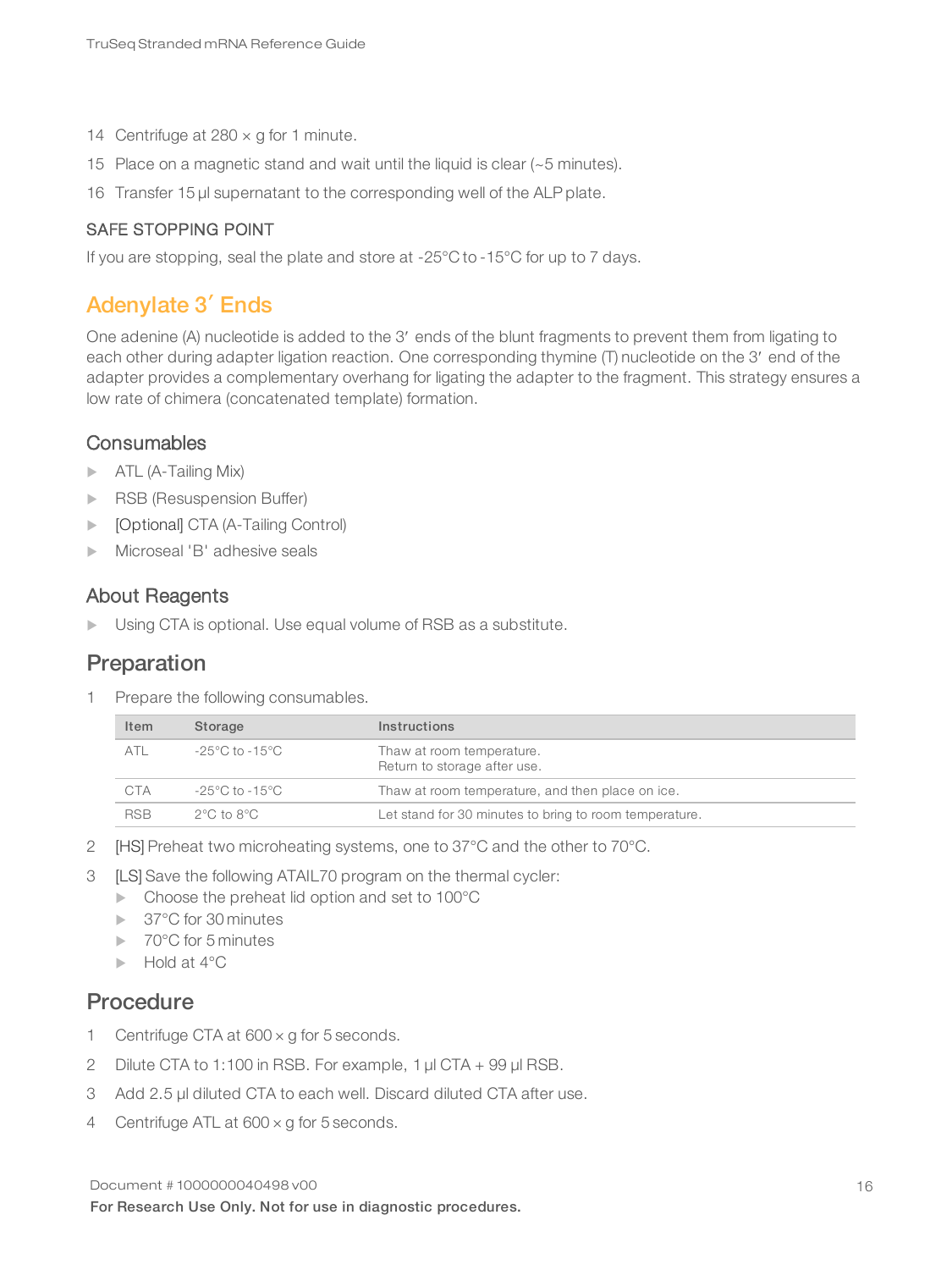14 Centrifuge at 280 × g for 1 minute.

15 Place on a magnetic stand and wait until the liquid is clear (~5 minutes).

16 Transfer 15 µl supernatant to the corresponding well of the ALP plate.

SAFE STOPPING POINT

If you are stopping, seal the plate and store at -25°C to -15°C for up to 7 days.

## Adenylate 3′ Ends

One adenine (A) nucleotide is added to the 3′ ends of the blunt fragments to prevent them from ligating to each other during adapter ligation reaction. One corresponding thymine (T) nucleotide on the 3′ end of the adapter provides a complementary overhang for ligating the adapter to the fragment. This strategy ensures a low rate of chimera (concatenated template) formation.

### Consumables

- ATL (A-Tailing Mix)
- RSB (Resuspension Buffer)
- [Optional] CTA (A-Tailing Control)
- Microseal 'B' adhesive seals

### About Reagents

- Using CTA is optional. Use equal volume of RSB as a substitute.

### Preparation

1 Prepare the following consumables.

| Item | Storage | Instructions |
|---|---|---|
| ATL | -25°C to -15°C | Thaw at room temperature.<br>Return to storage after use. |
| CTA | -25°C to -15°C | Thaw at room temperature, and then place on ice. |
| RSB | 2°C to 8°C | Let stand for 30 minutes to bring to room temperature. |

2 [HS] Preheat two microheating systems, one to 37°C and the other to 70°C.

3 [LS] Save the following ATAIL70 program on the thermal cycler:
- Choose the preheat lid option and set to 100°C
- 37°C for 30 minutes
- 70°C for 5 minutes
- Hold at 4°C

### Procedure

1 Centrifuge CTA at 600 × g for 5 seconds.

2 Dilute CTA to 1:100 in RSB. For example, 1 µl CTA + 99 µl RSB.

3 Add 2.5 µl diluted CTA to each well. Discard diluted CTA after use.

4 Centrifuge ATL at 600 × g for 5 seconds.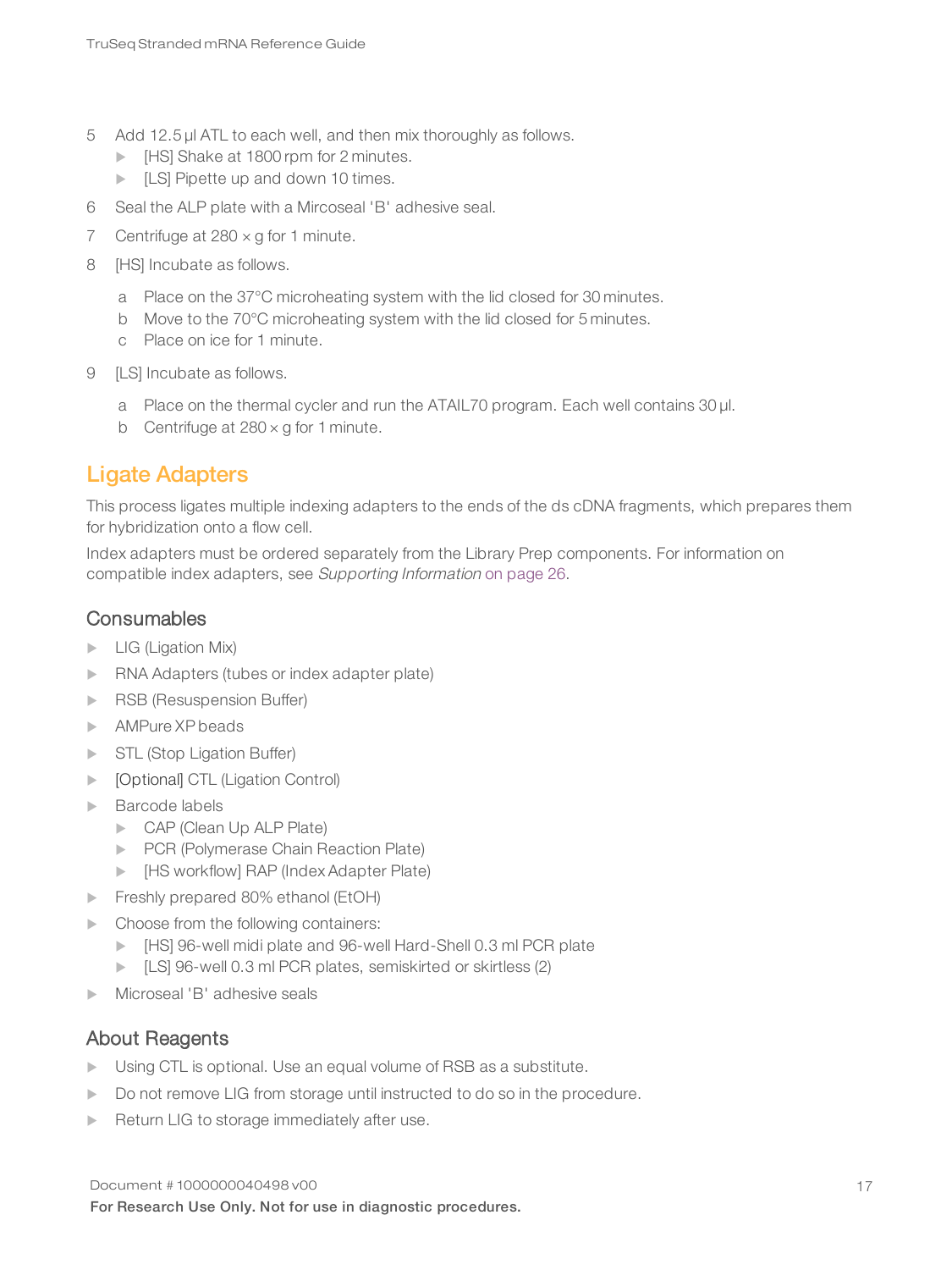5 Add 12.5 µl ATL to each well, and then mix thoroughly as follows.
   - [HS] Shake at 1800 rpm for 2 minutes.
   - [LS] Pipette up and down 10 times.
6 Seal the ALP plate with a Mircoseal 'B' adhesive seal.
7 Centrifuge at 280 × g for 1 minute.
8 [HS] Incubate as follows.
   a Place on the 37°C microheating system with the lid closed for 30 minutes.
   b Move to the 70°C microheating system with the lid closed for 5 minutes.
   c Place on ice for 1 minute.
9 [LS] Incubate as follows.
   a Place on the thermal cycler and run the ATAIL70 program. Each well contains 30 µl.
   b Centrifuge at 280 × g for 1 minute.

## Ligate Adapters

This process ligates multiple indexing adapters to the ends of the ds cDNA fragments, which prepares them for hybridization onto a flow cell.

Index adapters must be ordered separately from the Library Prep components. For information on compatible index adapters, see *Supporting Information* on page 26.

### Consumables

- LIG (Ligation Mix)
- RNA Adapters (tubes or index adapter plate)
- RSB (Resuspension Buffer)
- AMPure XP beads
- STL (Stop Ligation Buffer)
- [Optional] CTL (Ligation Control)
- Barcode labels
  - CAP (Clean Up ALP Plate)
  - PCR (Polymerase Chain Reaction Plate)
  - [HS workflow] RAP (Index Adapter Plate)
- Freshly prepared 80% ethanol (EtOH)
- Choose from the following containers:
  - [HS] 96-well midi plate and 96-well Hard-Shell 0.3 ml PCR plate
  - [LS] 96-well 0.3 ml PCR plates, semiskirted or skirtless (2)
- Microseal 'B' adhesive seals

### About Reagents

- Using CTL is optional. Use an equal volume of RSB as a substitute.
- Do not remove LIG from storage until instructed to do so in the procedure.
- Return LIG to storage immediately after use.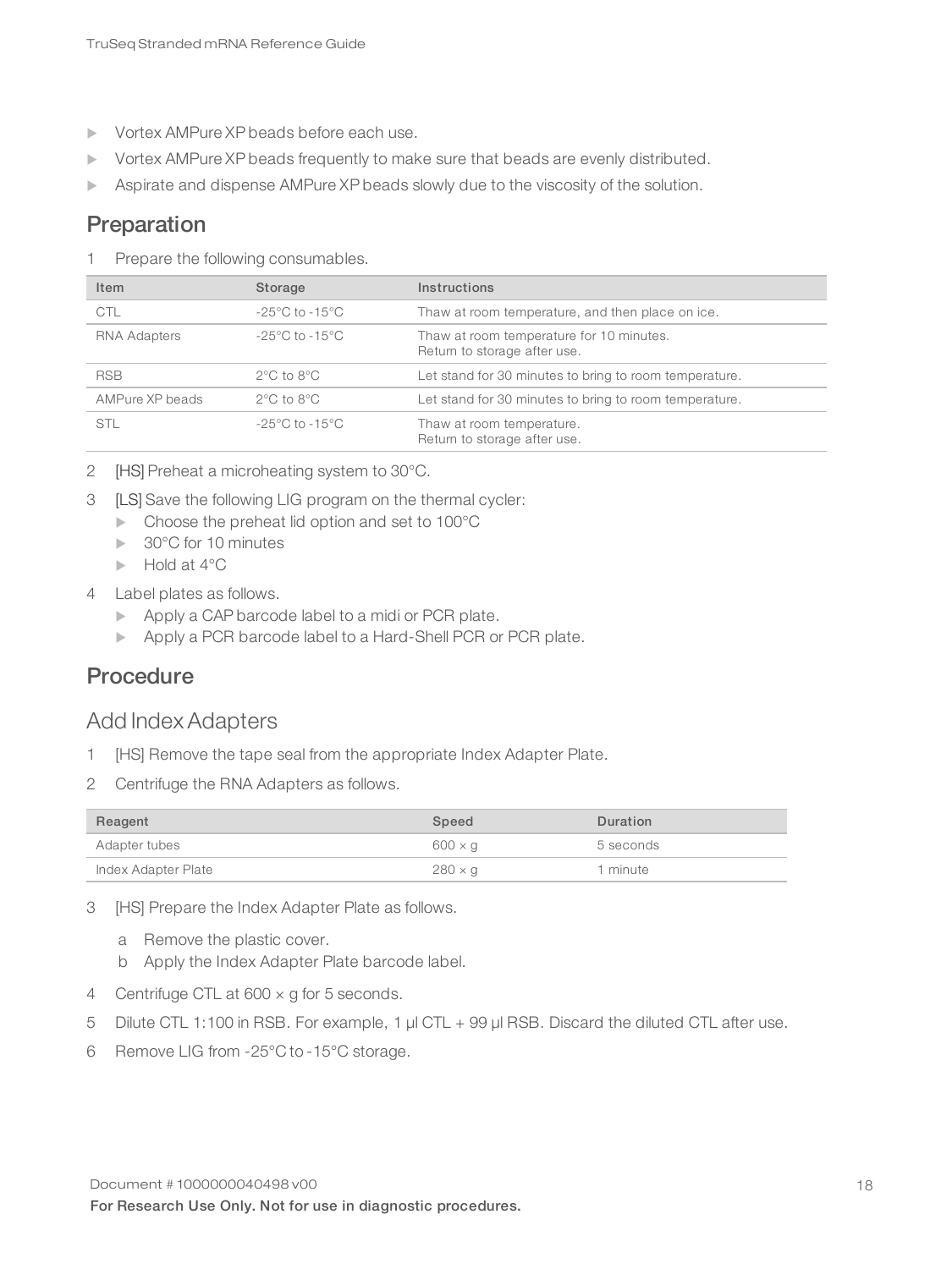- Vortex AMPure XP beads before each use.
- Vortex AMPure XP beads frequently to make sure that beads are evenly distributed.
- Aspirate and dispense AMPure XP beads slowly due to the viscosity of the solution.

## Preparation

1 Prepare the following consumables.

| Item | Storage | Instructions |
| --- | --- | --- |
| CTL | -25°C to -15°C | Thaw at room temperature, and then place on ice. |
| RNA Adapters | -25°C to -15°C | Thaw at room temperature for 10 minutes.<br>Return to storage after use. |
| RSB | 2°C to 8°C | Let stand for 30 minutes to bring to room temperature. |
| AMPure XP beads | 2°C to 8°C | Let stand for 30 minutes to bring to room temperature. |
| STL | -25°C to -15°C | Thaw at room temperature.<br>Return to storage after use. |

2 [HS] Preheat a microheating system to 30°C.

3 [LS] Save the following LIG program on the thermal cycler:
- Choose the preheat lid option and set to 100°C
- 30°C for 10 minutes
- Hold at 4°C

4 Label plates as follows.
- Apply a CAP barcode label to a midi or PCR plate.
- Apply a PCR barcode label to a Hard-Shell PCR or PCR plate.

## Procedure

### Add Index Adapters

1 [HS] Remove the tape seal from the appropriate Index Adapter Plate.

2 Centrifuge the RNA Adapters as follows.

| Reagent | Speed | Duration |
| --- | --- | --- |
| Adapter tubes | 600 × g | 5 seconds |
| Index Adapter Plate | 280 × g | 1 minute |

3 [HS] Prepare the Index Adapter Plate as follows.

  a Remove the plastic cover.
  
  b Apply the Index Adapter Plate barcode label.

4 Centrifuge CTL at 600 × g for 5 seconds.

5 Dilute CTL 1:100 in RSB. For example, 1 µl CTL + 99 µl RSB. Discard the diluted CTL after use.

6 Remove LIG from -25°C to -15°C storage.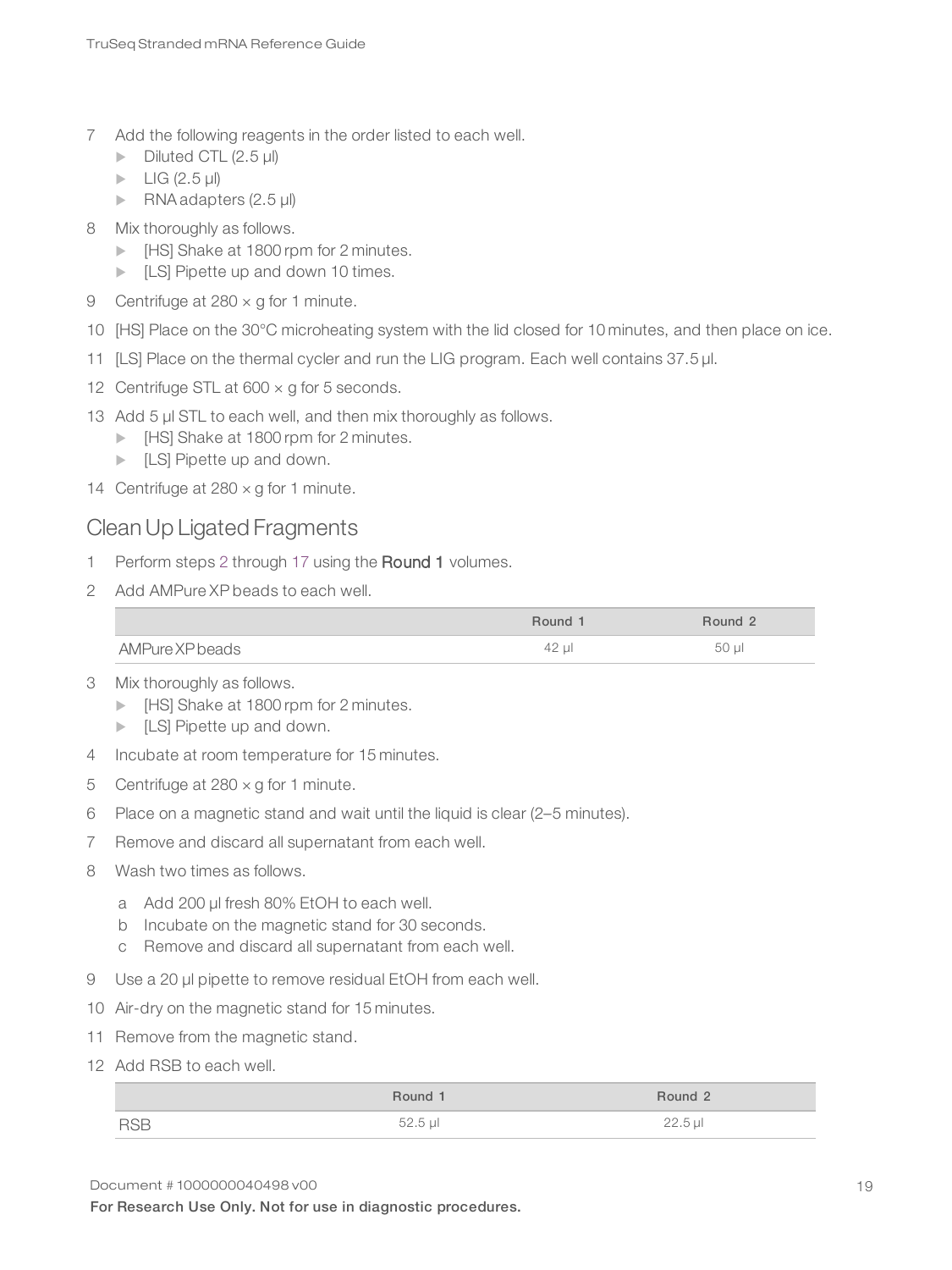7 Add the following reagents in the order listed to each well.
   - Diluted CTL (2.5 µl)
   - LIG (2.5 µl)
   - RNA adapters (2.5 µl)
8 Mix thoroughly as follows.
   - [HS] Shake at 1800 rpm for 2 minutes.
   - [LS] Pipette up and down 10 times.
9 Centrifuge at 280 × g for 1 minute.
10 [HS] Place on the 30°C microheating system with the lid closed for 10 minutes, and then place on ice.
11 [LS] Place on the thermal cycler and run the LIG program. Each well contains 37.5 µl.
12 Centrifuge STL at 600 × g for 5 seconds.
13 Add 5 µl STL to each well, and then mix thoroughly as follows.
   - [HS] Shake at 1800 rpm for 2 minutes.
   - [LS] Pipette up and down.
14 Centrifuge at 280 × g for 1 minute.

## Clean Up Ligated Fragments

1 Perform steps 2 through 17 using the **Round 1** volumes.
2 Add AMPure XP beads to each well.

| | Round 1 | Round 2 |
|---|---|---|
| AMPure XP beads | 42 µl | 50 µl |

3 Mix thoroughly as follows.
   - [HS] Shake at 1800 rpm for 2 minutes.
   - [LS] Pipette up and down.
4 Incubate at room temperature for 15 minutes.
5 Centrifuge at 280 × g for 1 minute.
6 Place on a magnetic stand and wait until the liquid is clear (2–5 minutes).
7 Remove and discard all supernatant from each well.
8 Wash two times as follows.
   a Add 200 µl fresh 80% EtOH to each well.
   b Incubate on the magnetic stand for 30 seconds.
   c Remove and discard all supernatant from each well.
9 Use a 20 µl pipette to remove residual EtOH from each well.
10 Air-dry on the magnetic stand for 15 minutes.
11 Remove from the magnetic stand.
12 Add RSB to each well.

| | Round 1 | Round 2 |
|---|---|---|
| RSB | 52.5 µl | 22.5 µl |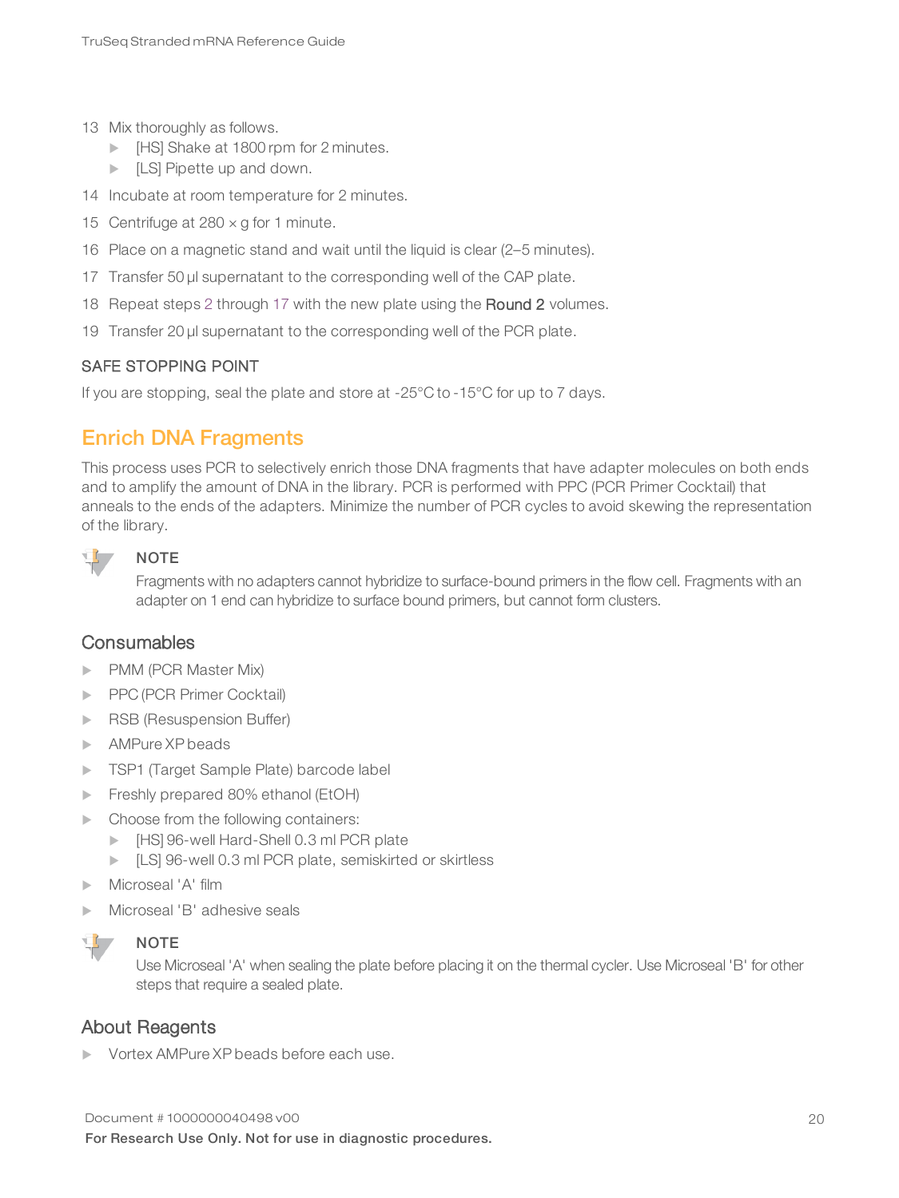13 Mix thoroughly as follows.
   - [HS] Shake at 1800 rpm for 2 minutes.
   - [LS] Pipette up and down.
14 Incubate at room temperature for 2 minutes.
15 Centrifuge at 280 × g for 1 minute.
16 Place on a magnetic stand and wait until the liquid is clear (2–5 minutes).
17 Transfer 50 µl supernatant to the corresponding well of the CAP plate.
18 Repeat steps 2 through 17 with the new plate using the **Round 2** volumes.
19 Transfer 20 µl supernatant to the corresponding well of the PCR plate.

### SAFE STOPPING POINT

If you are stopping, seal the plate and store at -25°C to -15°C for up to 7 days.

## Enrich DNA Fragments

This process uses PCR to selectively enrich those DNA fragments that have adapter molecules on both ends and to amplify the amount of DNA in the library. PCR is performed with PPC (PCR Primer Cocktail) that anneals to the ends of the adapters. Minimize the number of PCR cycles to avoid skewing the representation of the library.

**NOTE**

Fragments with no adapters cannot hybridize to surface-bound primers in the flow cell. Fragments with an adapter on 1 end can hybridize to surface bound primers, but cannot form clusters.

### Consumables

- PMM (PCR Master Mix)
- PPC (PCR Primer Cocktail)
- RSB (Resuspension Buffer)
- AMPure XP beads
- TSP1 (Target Sample Plate) barcode label
- Freshly prepared 80% ethanol (EtOH)
- Choose from the following containers:
  - [HS] 96-well Hard-Shell 0.3 ml PCR plate
  - [LS] 96-well 0.3 ml PCR plate, semiskirted or skirtless
- Microseal 'A' film
- Microseal 'B' adhesive seals

**NOTE**

Use Microseal 'A' when sealing the plate before placing it on the thermal cycler. Use Microseal 'B' for other steps that require a sealed plate.

### About Reagents

- Vortex AMPure XP beads before each use.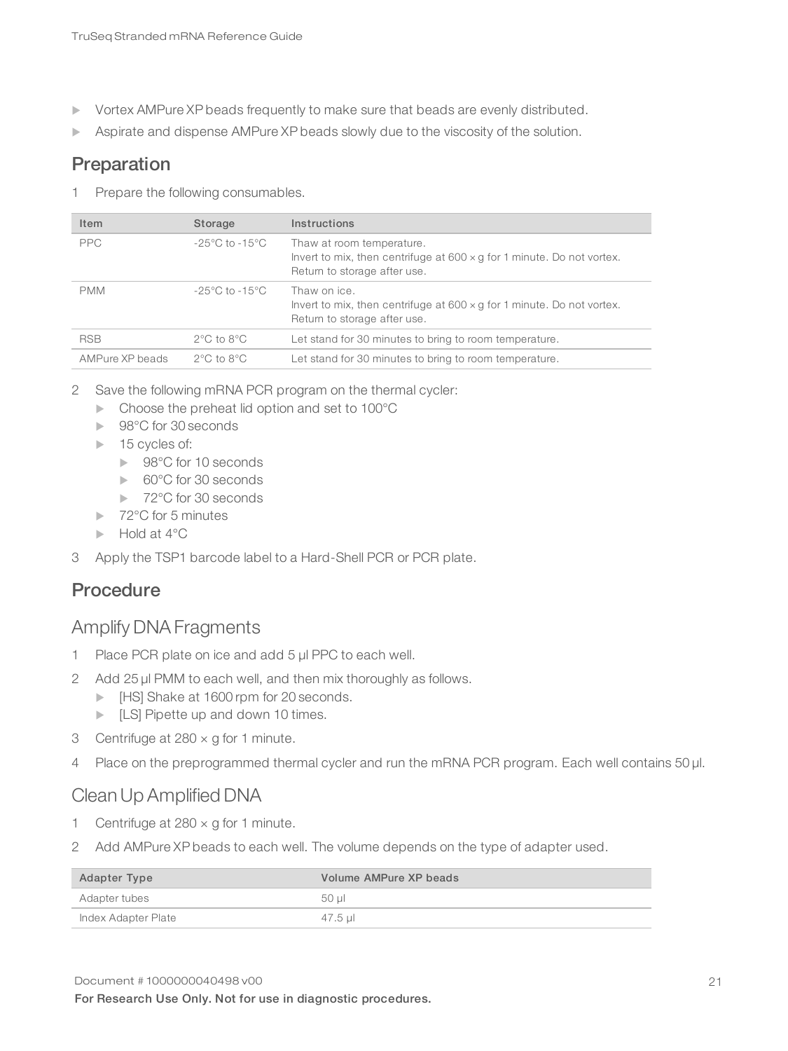- Vortex AMPure XP beads frequently to make sure that beads are evenly distributed.
- Aspirate and dispense AMPure XP beads slowly due to the viscosity of the solution.

## Preparation

1 Prepare the following consumables.

| Item | Storage | Instructions |
| --- | --- | --- |
| PPC | -25°C to -15°C | Thaw at room temperature.<br>Invert to mix, then centrifuge at 600 × g for 1 minute. Do not vortex.<br>Return to storage after use. |
| PMM | -25°C to -15°C | Thaw on ice.<br>Invert to mix, then centrifuge at 600 × g for 1 minute. Do not vortex.<br>Return to storage after use. |
| RSB | 2°C to 8°C | Let stand for 30 minutes to bring to room temperature. |
| AMPure XP beads | 2°C to 8°C | Let stand for 30 minutes to bring to room temperature. |

2 Save the following mRNA PCR program on the thermal cycler:
   - Choose the preheat lid option and set to 100°C
   - 98°C for 30 seconds
   - 15 cycles of:
     - 98°C for 10 seconds
     - 60°C for 30 seconds
     - 72°C for 30 seconds
   - 72°C for 5 minutes
   - Hold at 4°C

3 Apply the TSP1 barcode label to a Hard-Shell PCR or PCR plate.

## Procedure

### Amplify DNA Fragments

1 Place PCR plate on ice and add 5 µl PPC to each well.

2 Add 25 µl PMM to each well, and then mix thoroughly as follows.
   - [HS] Shake at 1600 rpm for 20 seconds.
   - [LS] Pipette up and down 10 times.

3 Centrifuge at 280 × g for 1 minute.

4 Place on the preprogrammed thermal cycler and run the mRNA PCR program. Each well contains 50 µl.

### Clean Up Amplified DNA

1 Centrifuge at 280 × g for 1 minute.

2 Add AMPure XP beads to each well. The volume depends on the type of adapter used.

| Adapter Type | Volume AMPure XP beads |
| --- | --- |
| Adapter tubes | 50 µl |
| Index Adapter Plate | 47.5 µl |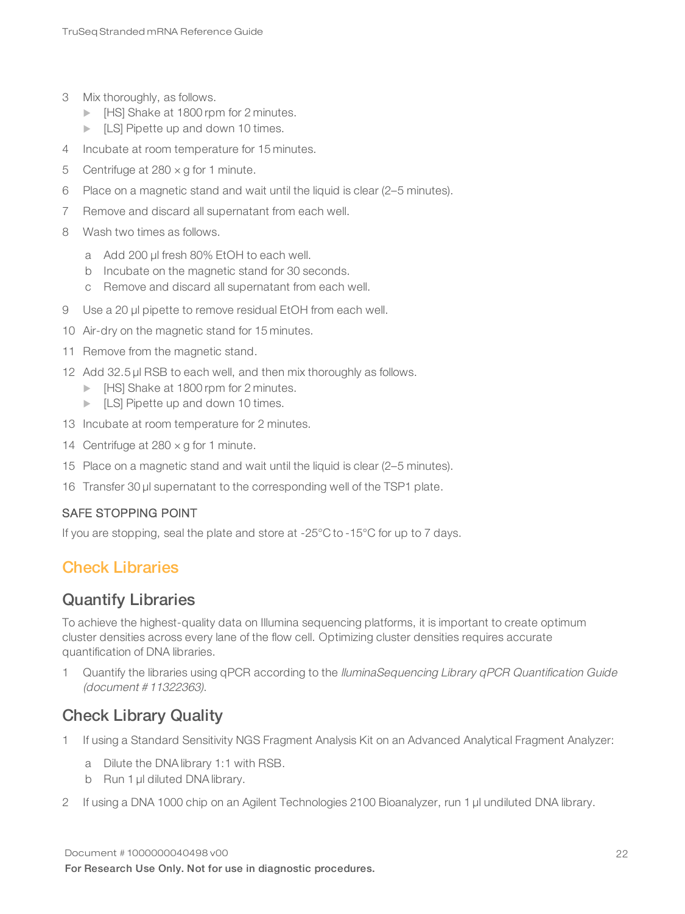3. Mix thoroughly, as follows.
   - [HS] Shake at 1800 rpm for 2 minutes.
   - [LS] Pipette up and down 10 times.
4. Incubate at room temperature for 15 minutes.
5. Centrifuge at 280 × g for 1 minute.
6. Place on a magnetic stand and wait until the liquid is clear (2–5 minutes).
7. Remove and discard all supernatant from each well.
8. Wash two times as follows.
   a. Add 200 µl fresh 80% EtOH to each well.
   b. Incubate on the magnetic stand for 30 seconds.
   c. Remove and discard all supernatant from each well.
9. Use a 20 µl pipette to remove residual EtOH from each well.
10. Air-dry on the magnetic stand for 15 minutes.
11. Remove from the magnetic stand.
12. Add 32.5 µl RSB to each well, and then mix thoroughly as follows.
    - [HS] Shake at 1800 rpm for 2 minutes.
    - [LS] Pipette up and down 10 times.
13. Incubate at room temperature for 2 minutes.
14. Centrifuge at 280 × g for 1 minute.
15. Place on a magnetic stand and wait until the liquid is clear (2–5 minutes).
16. Transfer 30 µl supernatant to the corresponding well of the TSP1 plate.

#### SAFE STOPPING POINT

If you are stopping, seal the plate and store at -25°C to -15°C for up to 7 days.

## Check Libraries

### Quantify Libraries

To achieve the highest-quality data on Illumina sequencing platforms, it is important to create optimum cluster densities across every lane of the flow cell. Optimizing cluster densities requires accurate quantification of DNA libraries.

1. Quantify the libraries using qPCR according to the *lluminaSequencing Library qPCR Quantification Guide (document # 11322363)*.

### Check Library Quality

1. If using a Standard Sensitivity NGS Fragment Analysis Kit on an Advanced Analytical Fragment Analyzer:
   a. Dilute the DNA library 1:1 with RSB.
   b. Run 1 µl diluted DNA library.
2. If using a DNA 1000 chip on an Agilent Technologies 2100 Bioanalyzer, run 1 µl undiluted DNA library.

Document # 1000000040498 v00

**For Research Use Only. Not for use in diagnostic procedures.**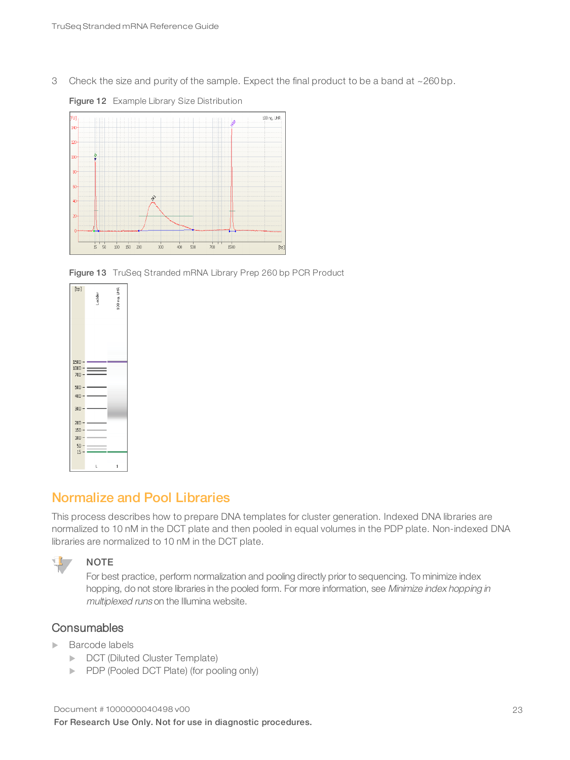3 Check the size and purity of the sample. Expect the final product to be a band at ~260 bp.

**Figure 12** Example Library Size Distribution

**Figure 13** TruSeq Stranded mRNA Library Prep 260 bp PCR Product

## Normalize and Pool Libraries

This process describes how to prepare DNA templates for cluster generation. Indexed DNA libraries are normalized to 10 nM in the DCT plate and then pooled in equal volumes in the PDP plate. Non-indexed DNA libraries are normalized to 10 nM in the DCT plate.

**NOTE**

For best practice, perform normalization and pooling directly prior to sequencing. To minimize index hopping, do not store libraries in the pooled form. For more information, see *Minimize index hopping in multiplexed runs* on the Illumina website.

### Consumables

- Barcode labels
  - DCT (Diluted Cluster Template)
  - PDP (Pooled DCT Plate) (for pooling only)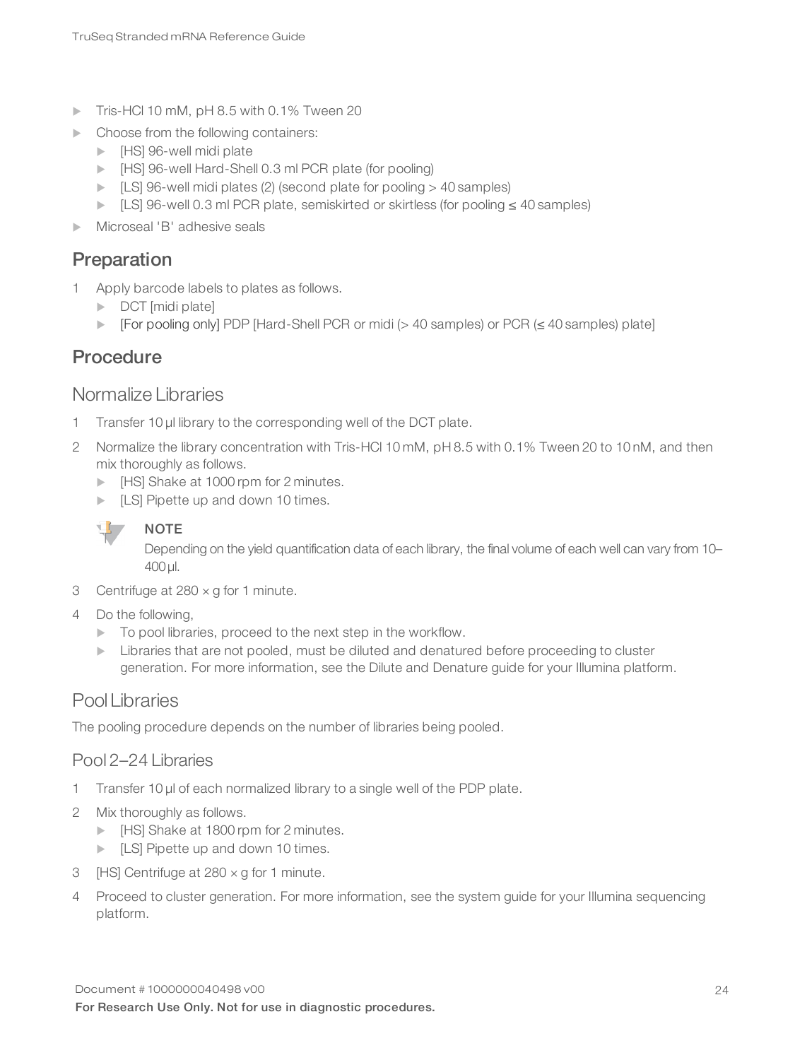- Tris-HCl 10 mM, pH 8.5 with 0.1% Tween 20
- Choose from the following containers:
  - [HS] 96-well midi plate
  - [HS] 96-well Hard-Shell 0.3 ml PCR plate (for pooling)
  - [LS] 96-well midi plates (2) (second plate for pooling > 40 samples)
  - [LS] 96-well 0.3 ml PCR plate, semiskirted or skirtless (for pooling ≤ 40 samples)
- Microseal 'B' adhesive seals

## Preparation

1. Apply barcode labels to plates as follows.
   - DCT [midi plate]
   - [For pooling only] PDP [Hard-Shell PCR or midi (> 40 samples) or PCR (≤ 40 samples) plate]

## Procedure

### Normalize Libraries

1. Transfer 10 µl library to the corresponding well of the DCT plate.
2. Normalize the library concentration with Tris-HCl 10 mM, pH 8.5 with 0.1% Tween 20 to 10 nM, and then mix thoroughly as follows.
   - [HS] Shake at 1000 rpm for 2 minutes.
   - [LS] Pipette up and down 10 times.

   **NOTE**
   Depending on the yield quantification data of each library, the final volume of each well can vary from 10–400 µl.

3. Centrifuge at 280 × g for 1 minute.
4. Do the following,
   - To pool libraries, proceed to the next step in the workflow.
   - Libraries that are not pooled, must be diluted and denatured before proceeding to cluster generation. For more information, see the Dilute and Denature guide for your Illumina platform.

### Pool Libraries

The pooling procedure depends on the number of libraries being pooled.

#### Pool 2–24 Libraries

1. Transfer 10 µl of each normalized library to a single well of the PDP plate.
2. Mix thoroughly as follows.
   - [HS] Shake at 1800 rpm for 2 minutes.
   - [LS] Pipette up and down 10 times.
3. [HS] Centrifuge at 280 × g for 1 minute.
4. Proceed to cluster generation. For more information, see the system guide for your Illumina sequencing platform.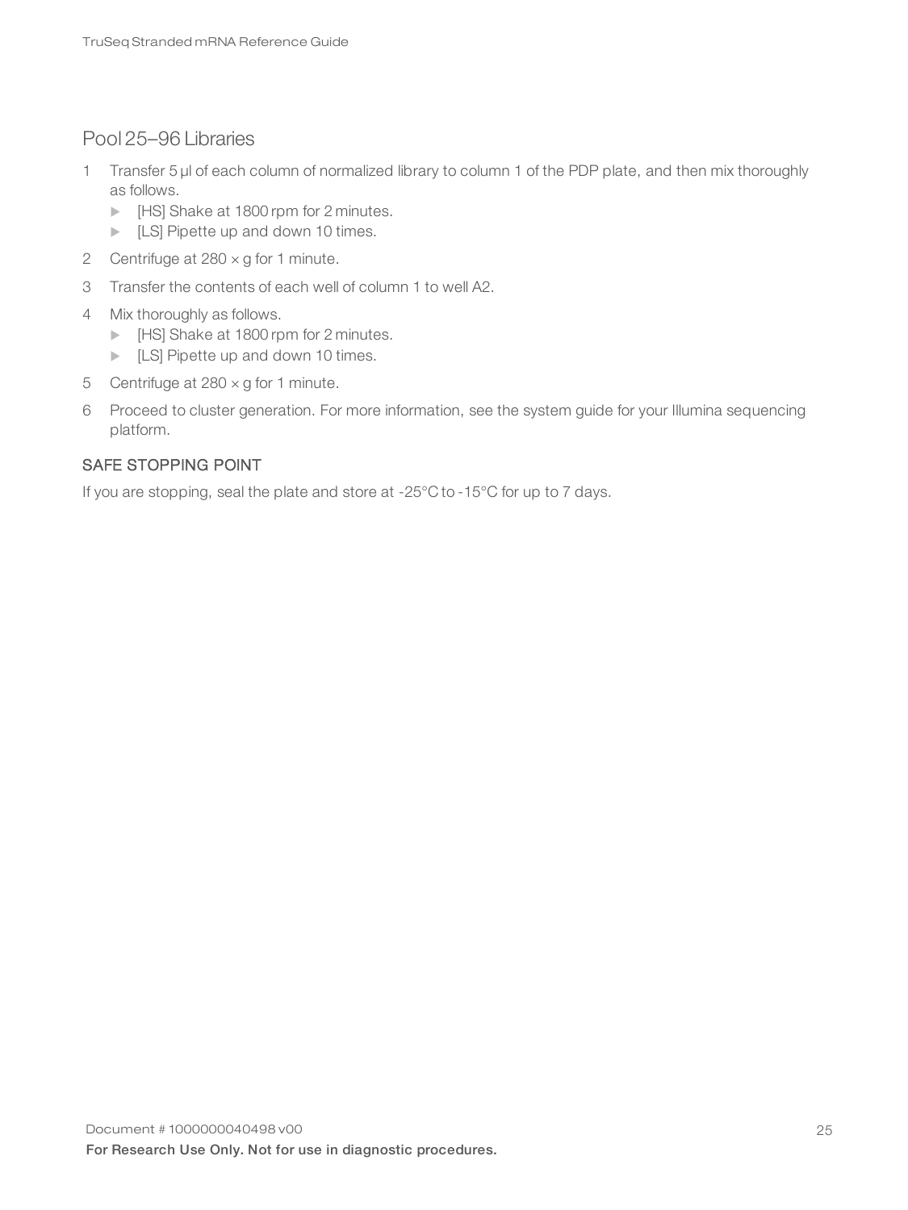## Pool 25–96 Libraries

1. Transfer 5 µl of each column of normalized library to column 1 of the PDP plate, and then mix thoroughly as follows.
   - [HS] Shake at 1800 rpm for 2 minutes.
   - [LS] Pipette up and down 10 times.
2. Centrifuge at 280 × g for 1 minute.
3. Transfer the contents of each well of column 1 to well A2.
4. Mix thoroughly as follows.
   - [HS] Shake at 1800 rpm for 2 minutes.
   - [LS] Pipette up and down 10 times.
5. Centrifuge at 280 × g for 1 minute.
6. Proceed to cluster generation. For more information, see the system guide for your Illumina sequencing platform.

### SAFE STOPPING POINT

If you are stopping, seal the plate and store at -25°C to -15°C for up to 7 days.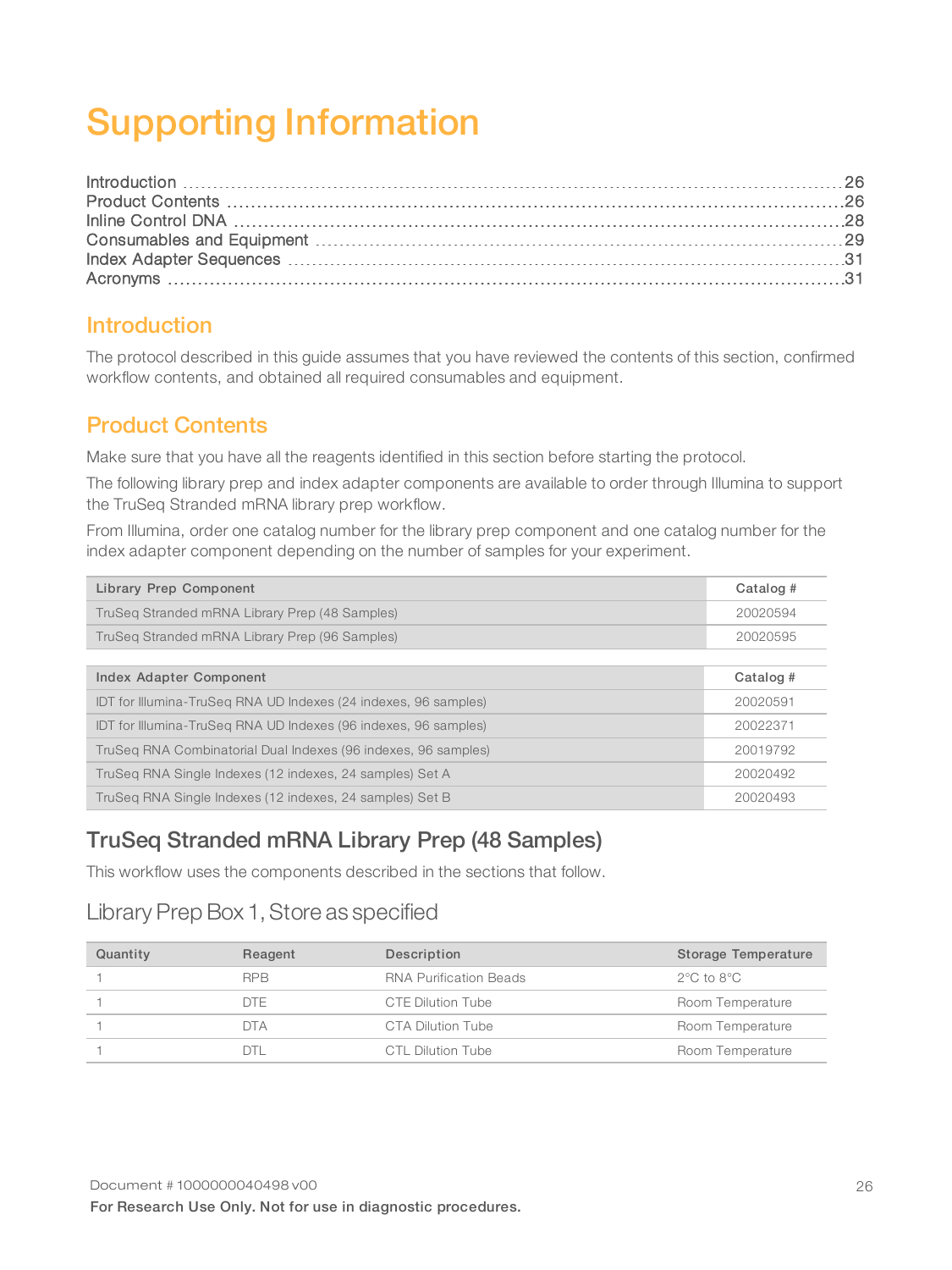# Supporting Information

| | |
|---|---|
| Introduction | 26 |
| Product Contents | 26 |
| Inline Control DNA | 28 |
| Consumables and Equipment | 29 |
| Index Adapter Sequences | 31 |
| Acronyms | 31 |

## Introduction

The protocol described in this guide assumes that you have reviewed the contents of this section, confirmed workflow contents, and obtained all required consumables and equipment.

## Product Contents

Make sure that you have all the reagents identified in this section before starting the protocol.

The following library prep and index adapter components are available to order through Illumina to support the TruSeq Stranded mRNA library prep workflow.

From Illumina, order one catalog number for the library prep component and one catalog number for the index adapter component depending on the number of samples for your experiment.

| Library Prep Component | Catalog # |
|---|---|
| TruSeq Stranded mRNA Library Prep (48 Samples) | 20020594 |
| TruSeq Stranded mRNA Library Prep (96 Samples) | 20020595 |

| Index Adapter Component | Catalog # |
|---|---|
| IDT for Illumina-TruSeq RNA UD Indexes (24 indexes, 96 samples) | 20020591 |
| IDT for Illumina-TruSeq RNA UD Indexes (96 indexes, 96 samples) | 20022371 |
| TruSeq RNA Combinatorial Dual Indexes (96 indexes, 96 samples) | 20019792 |
| TruSeq RNA Single Indexes (12 indexes, 24 samples) Set A | 20020492 |
| TruSeq RNA Single Indexes (12 indexes, 24 samples) Set B | 20020493 |

### TruSeq Stranded mRNA Library Prep (48 Samples)

This workflow uses the components described in the sections that follow.

#### Library Prep Box 1, Store as specified

| Quantity | Reagent | Description | Storage Temperature |
|---|---|---|---|
| 1 | RPB | RNA Purification Beads | 2°C to 8°C |
| 1 | DTE | CTE Dilution Tube | Room Temperature |
| 1 | DTA | CTA Dilution Tube | Room Temperature |
| 1 | DTL | CTL Dilution Tube | Room Temperature |

Document # 1000000040498 v00

**For Research Use Only. Not for use in diagnostic procedures.**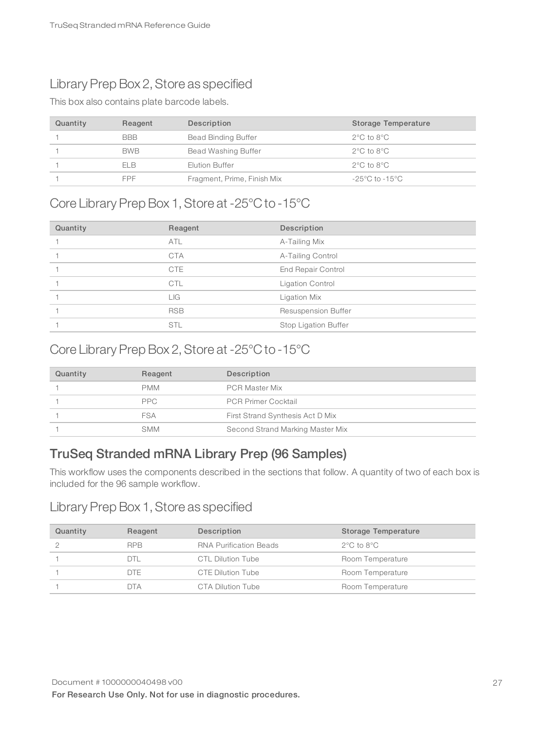## Library Prep Box 2, Store as specified

This box also contains plate barcode labels.

| Quantity | Reagent | Description | Storage Temperature |
| --- | --- | --- | --- |
| 1 | BBB | Bead Binding Buffer | 2°C to 8°C |
| 1 | BWB | Bead Washing Buffer | 2°C to 8°C |
| 1 | ELB | Elution Buffer | 2°C to 8°C |
| 1 | FPF | Fragment, Prime, Finish Mix | -25°C to -15°C |

## Core Library Prep Box 1, Store at -25°C to -15°C

| Quantity | Reagent | Description |
| --- | --- | --- |
| 1 | ATL | A-Tailing Mix |
| 1 | CTA | A-Tailing Control |
| 1 | CTE | End Repair Control |
| 1 | CTL | Ligation Control |
| 1 | LIG | Ligation Mix |
| 1 | RSB | Resuspension Buffer |
| 1 | STL | Stop Ligation Buffer |

## Core Library Prep Box 2, Store at -25°C to -15°C

| Quantity | Reagent | Description |
| --- | --- | --- |
| 1 | PMM | PCR Master Mix |
| 1 | PPC | PCR Primer Cocktail |
| 1 | FSA | First Strand Synthesis Act D Mix |
| 1 | SMM | Second Strand Marking Master Mix |

# TruSeq Stranded mRNA Library Prep (96 Samples)

This workflow uses the components described in the sections that follow. A quantity of two of each box is included for the 96 sample workflow.

## Library Prep Box 1, Store as specified

| Quantity | Reagent | Description | Storage Temperature |
| --- | --- | --- | --- |
| 2 | RPB | RNA Purification Beads | 2°C to 8°C |
| 1 | DTL | CTL Dilution Tube | Room Temperature |
| 1 | DTE | CTE Dilution Tube | Room Temperature |
| 1 | DTA | CTA Dilution Tube | Room Temperature |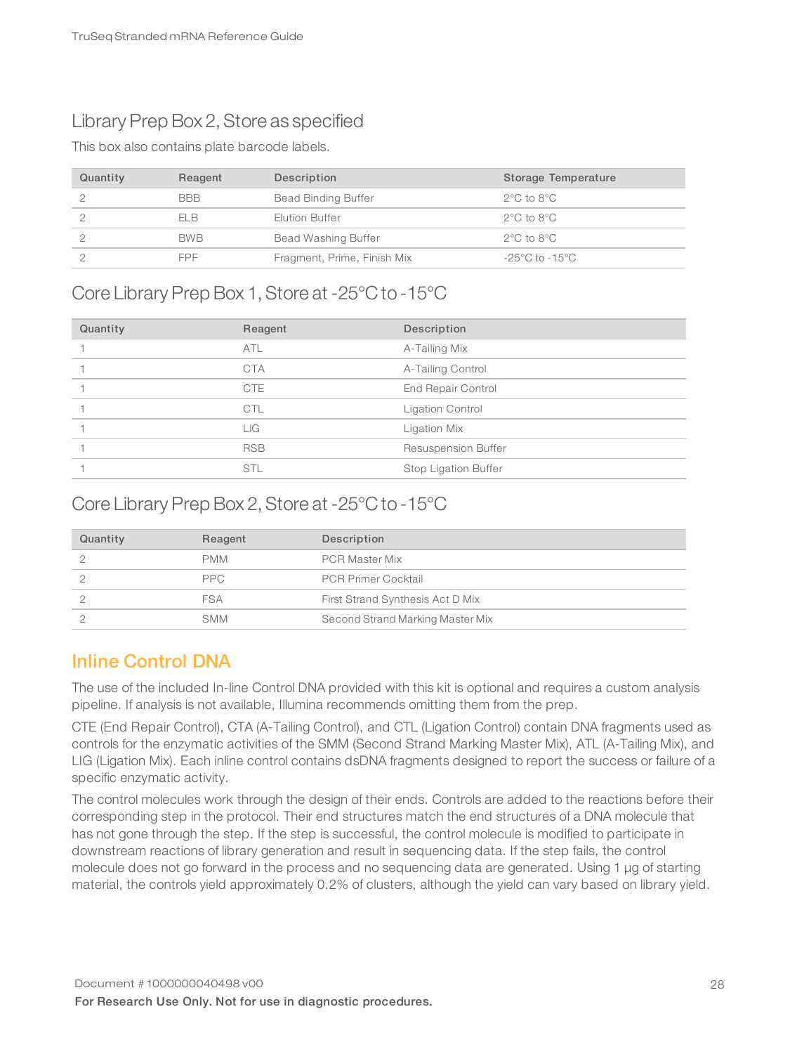## Library Prep Box 2, Store as specified

This box also contains plate barcode labels.

| Quantity | Reagent | Description | Storage Temperature |
|---|---|---|---|
| 2 | BBB | Bead Binding Buffer | 2°C to 8°C |
| 2 | ELB | Elution Buffer | 2°C to 8°C |
| 2 | BWB | Bead Washing Buffer | 2°C to 8°C |
| 2 | FPF | Fragment, Prime, Finish Mix | -25°C to -15°C |

## Core Library Prep Box 1, Store at -25°C to -15°C

| Quantity | Reagent | Description |
|---|---|---|
| 1 | ATL | A-Tailing Mix |
| 1 | CTA | A-Tailing Control |
| 1 | CTE | End Repair Control |
| 1 | CTL | Ligation Control |
| 1 | LIG | Ligation Mix |
| 1 | RSB | Resuspension Buffer |
| 1 | STL | Stop Ligation Buffer |

## Core Library Prep Box 2, Store at -25°C to -15°C

| Quantity | Reagent | Description |
|---|---|---|
| 2 | PMM | PCR Master Mix |
| 2 | PPC | PCR Primer Cocktail |
| 2 | FSA | First Strand Synthesis Act D Mix |
| 2 | SMM | Second Strand Marking Master Mix |

## Inline Control DNA

The use of the included In-line Control DNA provided with this kit is optional and requires a custom analysis pipeline. If analysis is not available, Illumina recommends omitting them from the prep.

CTE (End Repair Control), CTA (A-Tailing Control), and CTL (Ligation Control) contain DNA fragments used as controls for the enzymatic activities of the SMM (Second Strand Marking Master Mix), ATL (A-Tailing Mix), and LIG (Ligation Mix). Each inline control contains dsDNA fragments designed to report the success or failure of a specific enzymatic activity.

The control molecules work through the design of their ends. Controls are added to the reactions before their corresponding step in the protocol. Their end structures match the end structures of a DNA molecule that has not gone through the step. If the step is successful, the control molecule is modified to participate in downstream reactions of library generation and result in sequencing data. If the step fails, the control molecule does not go forward in the process and no sequencing data are generated. Using 1 µg of starting material, the controls yield approximately 0.2% of clusters, although the yield can vary based on library yield.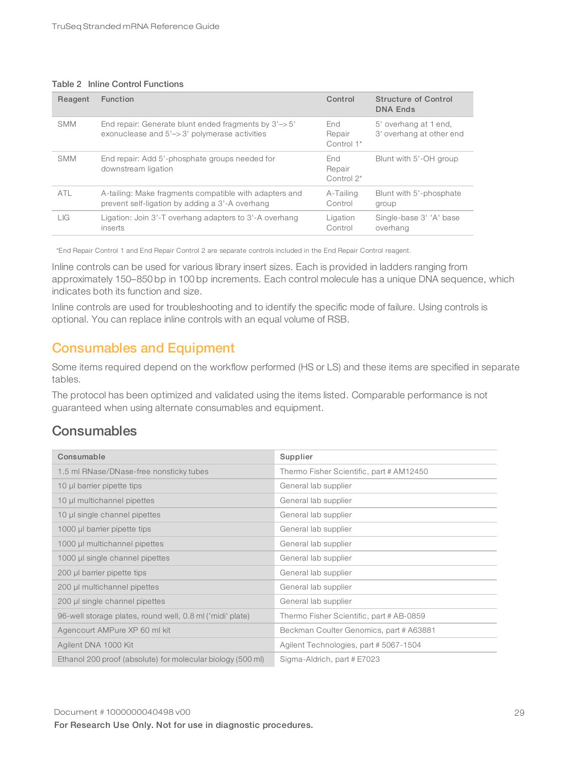**Table 2 Inline Control Functions**

| Reagent | Function | Control | Structure of Control DNA Ends |
|---|---|---|---|
| SMM | End repair: Generate blunt ended fragments by 3'–>5' exonuclease and 5'–>3' polymerase activities | End Repair Control 1* | 5' overhang at 1 end, 3' overhang at other end |
| SMM | End repair: Add 5'-phosphate groups needed for downstream ligation | End Repair Control 2* | Blunt with 5'-OH group |
| ATL | A-tailing: Make fragments compatible with adapters and prevent self-ligation by adding a 3'-A overhang | A-Tailing Control | Blunt with 5'-phosphate group |
| LIG | Ligation: Join 3'-T overhang adapters to 3'-A overhang inserts | Ligation Control | Single-base 3' 'A' base overhang |

*End Repair Control 1 and End Repair Control 2 are separate controls included in the End Repair Control reagent.

Inline controls can be used for various library insert sizes. Each is provided in ladders ranging from approximately 150–850 bp in 100 bp increments. Each control molecule has a unique DNA sequence, which indicates both its function and size.

Inline controls are used for troubleshooting and to identify the specific mode of failure. Using controls is optional. You can replace inline controls with an equal volume of RSB.

# Consumables and Equipment

Some items required depend on the workflow performed (HS or LS) and these items are specified in separate tables.

The protocol has been optimized and validated using the items listed. Comparable performance is not guaranteed when using alternate consumables and equipment.

## Consumables

| Consumable | Supplier |
|---|---|
| 1.5 ml RNase/DNase-free nonsticky tubes | Thermo Fisher Scientific, part # AM12450 |
| 10 µl barrier pipette tips | General lab supplier |
| 10 µl multichannel pipettes | General lab supplier |
| 10 µl single channel pipettes | General lab supplier |
| 1000 µl barrier pipette tips | General lab supplier |
| 1000 µl multichannel pipettes | General lab supplier |
| 1000 µl single channel pipettes | General lab supplier |
| 200 µl barrier pipette tips | General lab supplier |
| 200 µl multichannel pipettes | General lab supplier |
| 200 µl single channel pipettes | General lab supplier |
| 96-well storage plates, round well, 0.8 ml ('midi' plate) | Thermo Fisher Scientific, part # AB-0859 |
| Agencourt AMPure XP 60 ml kit | Beckman Coulter Genomics, part # A63881 |
| Agilent DNA 1000 Kit | Agilent Technologies, part # 5067-1504 |
| Ethanol 200 proof (absolute) for molecular biology (500 ml) | Sigma-Aldrich, part # E7023 |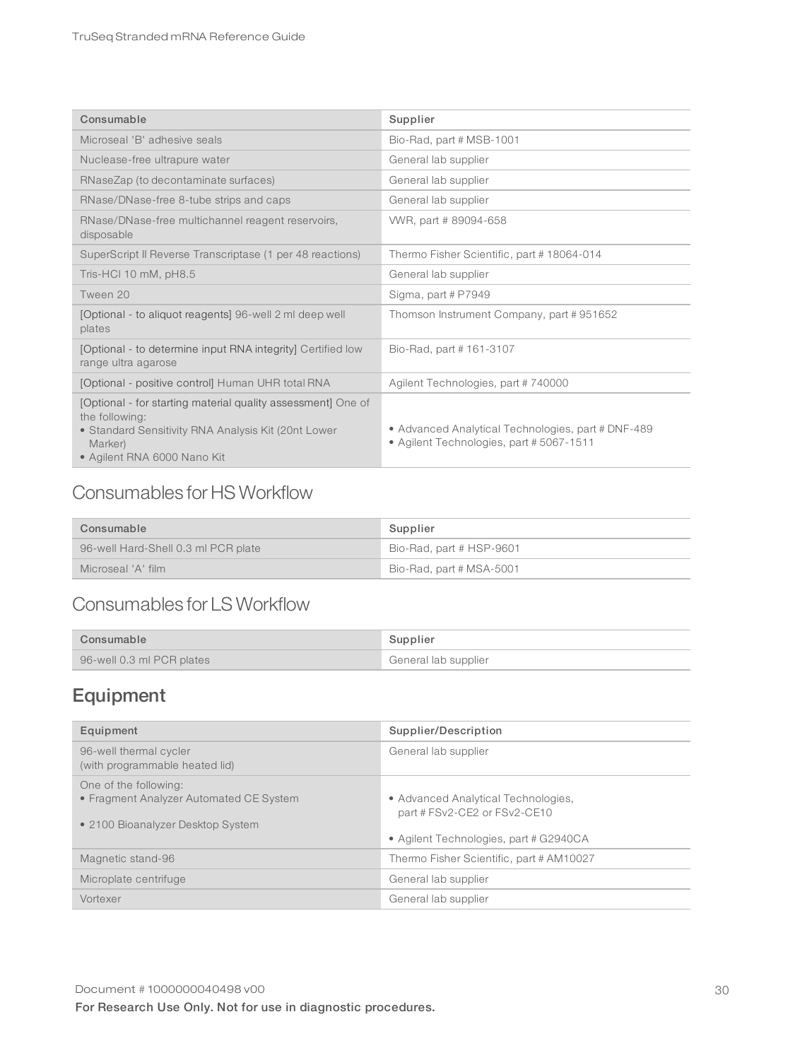| Consumable | Supplier |
| --- | --- |
| Microseal 'B' adhesive seals | Bio-Rad, part # MSB-1001 |
| Nuclease-free ultrapure water | General lab supplier |
| RNaseZap (to decontaminate surfaces) | General lab supplier |
| RNase/DNase-free 8-tube strips and caps | General lab supplier |
| RNase/DNase-free multichannel reagent reservoirs, disposable | VWR, part # 89094-658 |
| SuperScript II Reverse Transcriptase (1 per 48 reactions) | Thermo Fisher Scientific, part # 18064-014 |
| Tris-HCl 10 mM, pH8.5 | General lab supplier |
| Tween 20 | Sigma, part # P7949 |
| [Optional - to aliquot reagents] 96-well 2 ml deep well plates | Thomson Instrument Company, part # 951652 |
| [Optional - to determine input RNA integrity] Certified low range ultra agarose | Bio-Rad, part # 161-3107 |
| [Optional - positive control] Human UHR total RNA | Agilent Technologies, part # 740000 |
| [Optional - for starting material quality assessment] One of the following:<br>• Standard Sensitivity RNA Analysis Kit (20nt Lower Marker)<br>• Agilent RNA 6000 Nano Kit | • Advanced Analytical Technologies, part # DNF-489<br>• Agilent Technologies, part # 5067-1511 |

## Consumables for HS Workflow

| Consumable | Supplier |
| --- | --- |
| 96-well Hard-Shell 0.3 ml PCR plate | Bio-Rad, part # HSP-9601 |
| Microseal 'A' film | Bio-Rad, part # MSA-5001 |

## Consumables for LS Workflow

| Consumable | Supplier |
| --- | --- |
| 96-well 0.3 ml PCR plates | General lab supplier |

## Equipment

| Equipment | Supplier/Description |
| --- | --- |
| 96-well thermal cycler (with programmable heated lid) | General lab supplier |
| One of the following:<br>• Fragment Analyzer Automated CE System<br>• 2100 Bioanalyzer Desktop System | • Advanced Analytical Technologies, part # FSv2-CE2 or FSv2-CE10<br>• Agilent Technologies, part # G2940CA |
| Magnetic stand-96 | Thermo Fisher Scientific, part # AM10027 |
| Microplate centrifuge | General lab supplier |
| Vortexer | General lab supplier |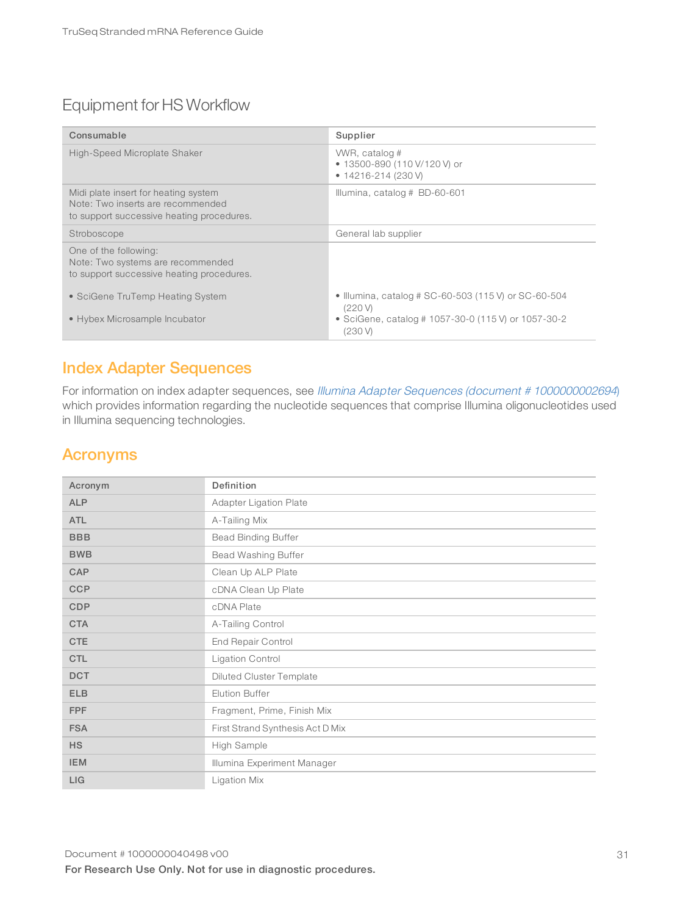## Equipment for HS Workflow

| Consumable | Supplier |
|---|---|
| High-Speed Microplate Shaker | VWR, catalog # <br>• 13500-890 (110 V/120 V) or <br>• 14216-214 (230 V) |
| Midi plate insert for heating system <br>Note: Two inserts are recommended to support successive heating procedures. | Illumina, catalog # BD-60-601 |
| Stroboscope | General lab supplier |
| One of the following: <br>Note: Two systems are recommended to support successive heating procedures. <br>• SciGene TruTemp Heating System <br>• Hybex Microsample Incubator | • Illumina, catalog # SC-60-503 (115 V) or SC-60-504 (220 V) <br>• SciGene, catalog # 1057-30-0 (115 V) or 1057-30-2 (230 V) |

# Index Adapter Sequences

For information on index adapter sequences, see *Illumina Adapter Sequences (document # 1000000002694)* which provides information regarding the nucleotide sequences that comprise Illumina oligonucleotides used in Illumina sequencing technologies.

# Acronyms

| Acronym | Definition |
|---|---|
| **ALP** | Adapter Ligation Plate |
| **ATL** | A-Tailing Mix |
| **BBB** | Bead Binding Buffer |
| **BWB** | Bead Washing Buffer |
| **CAP** | Clean Up ALP Plate |
| **CCP** | cDNA Clean Up Plate |
| **CDP** | cDNA Plate |
| **CTA** | A-Tailing Control |
| **CTE** | End Repair Control |
| **CTL** | Ligation Control |
| **DCT** | Diluted Cluster Template |
| **ELB** | Elution Buffer |
| **FPF** | Fragment, Prime, Finish Mix |
| **FSA** | First Strand Synthesis Act D Mix |
| **HS** | High Sample |
| **IEM** | Illumina Experiment Manager |
| **LIG** | Ligation Mix |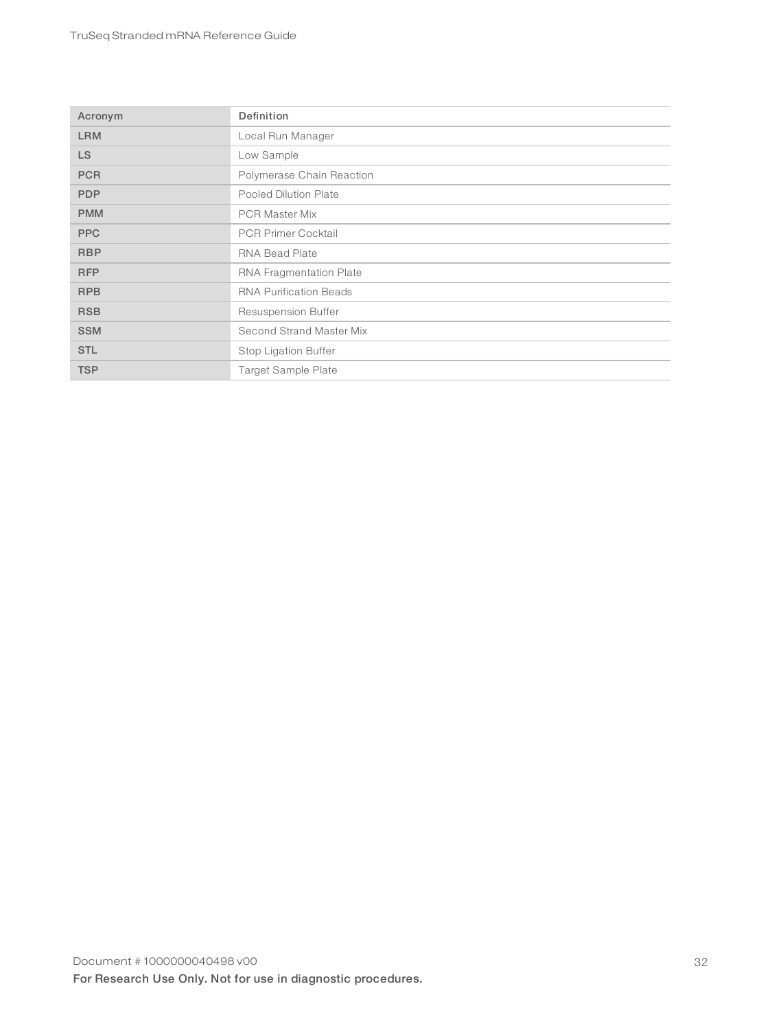| Acronym | Definition |
| --- | --- |
| LRM | Local Run Manager |
| LS | Low Sample |
| PCR | Polymerase Chain Reaction |
| PDP | Pooled Dilution Plate |
| PMM | PCR Master Mix |
| PPC | PCR Primer Cocktail |
| RBP | RNA Bead Plate |
| RFP | RNA Fragmentation Plate |
| RPB | RNA Purification Beads |
| RSB | Resuspension Buffer |
| SSM | Second Strand Master Mix |
| STL | Stop Ligation Buffer |
| TSP | Target Sample Plate |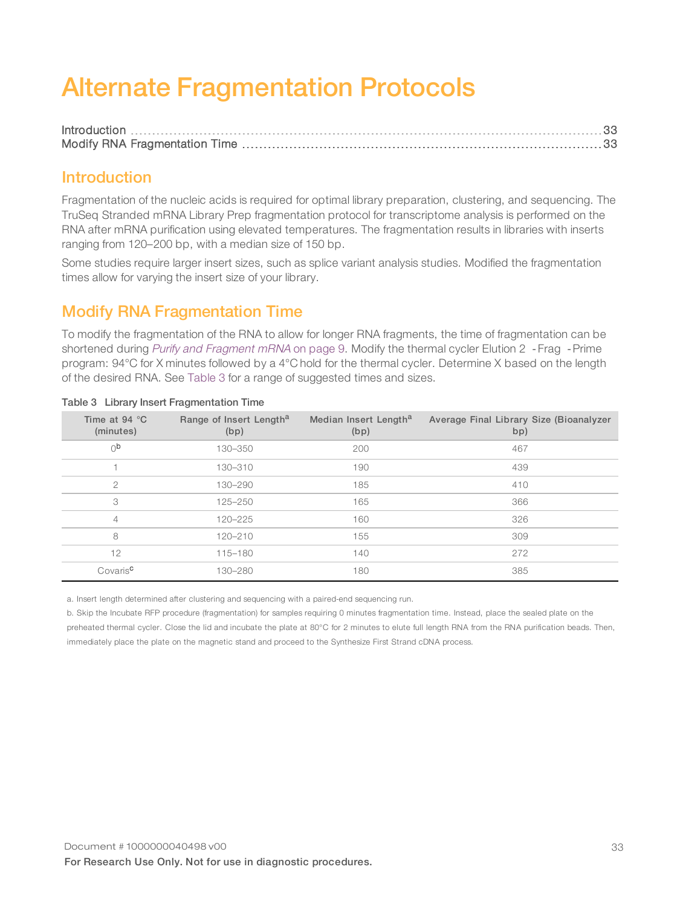# Alternate Fragmentation Protocols

Introduction ..... 33
Modify RNA Fragmentation Time ..... 33

## Introduction

Fragmentation of the nucleic acids is required for optimal library preparation, clustering, and sequencing. The TruSeq Stranded mRNA Library Prep fragmentation protocol for transcriptome analysis is performed on the RNA after mRNA purification using elevated temperatures. The fragmentation results in libraries with inserts ranging from 120–200 bp, with a median size of 150 bp.

Some studies require larger insert sizes, such as splice variant analysis studies. Modified the fragmentation times allow for varying the insert size of your library.

## Modify RNA Fragmentation Time

To modify the fragmentation of the RNA to allow for longer RNA fragments, the time of fragmentation can be shortened during *Purify and Fragment mRNA* on page 9. Modify the thermal cycler Elution 2 - Frag - Prime program: 94°C for X minutes followed by a 4°C hold for the thermal cycler. Determine X based on the length of the desired RNA. See Table 3 for a range of suggested times and sizes.

**Table 3 Library Insert Fragmentation Time**

| Time at 94 °C (minutes) | Range of Insert Length[a] (bp) | Median Insert Length[a] (bp) | Average Final Library Size (Bioanalyzer bp) |
|---|---|---|---|
| 0[b] | 130–350 | 200 | 467 |
| 1 | 130–310 | 190 | 439 |
| 2 | 130–290 | 185 | 410 |
| 3 | 125–250 | 165 | 366 |
| 4 | 120–225 | 160 | 326 |
| 8 | 120–210 | 155 | 309 |
| 12 | 115–180 | 140 | 272 |
| Covaris[c] | 130–280 | 180 | 385 |

a. Insert length determined after clustering and sequencing with a paired-end sequencing run.

b. Skip the Incubate RFP procedure (fragmentation) for samples requiring 0 minutes fragmentation time. Instead, place the sealed plate on the preheated thermal cycler. Close the lid and incubate the plate at 80°C for 2 minutes to elute full length RNA from the RNA purification beads. Then, immediately place the plate on the magnetic stand and proceed to the Synthesize First Strand cDNA process.

Document # 1000000040498 v00

**For Research Use Only. Not for use in diagnostic procedures.**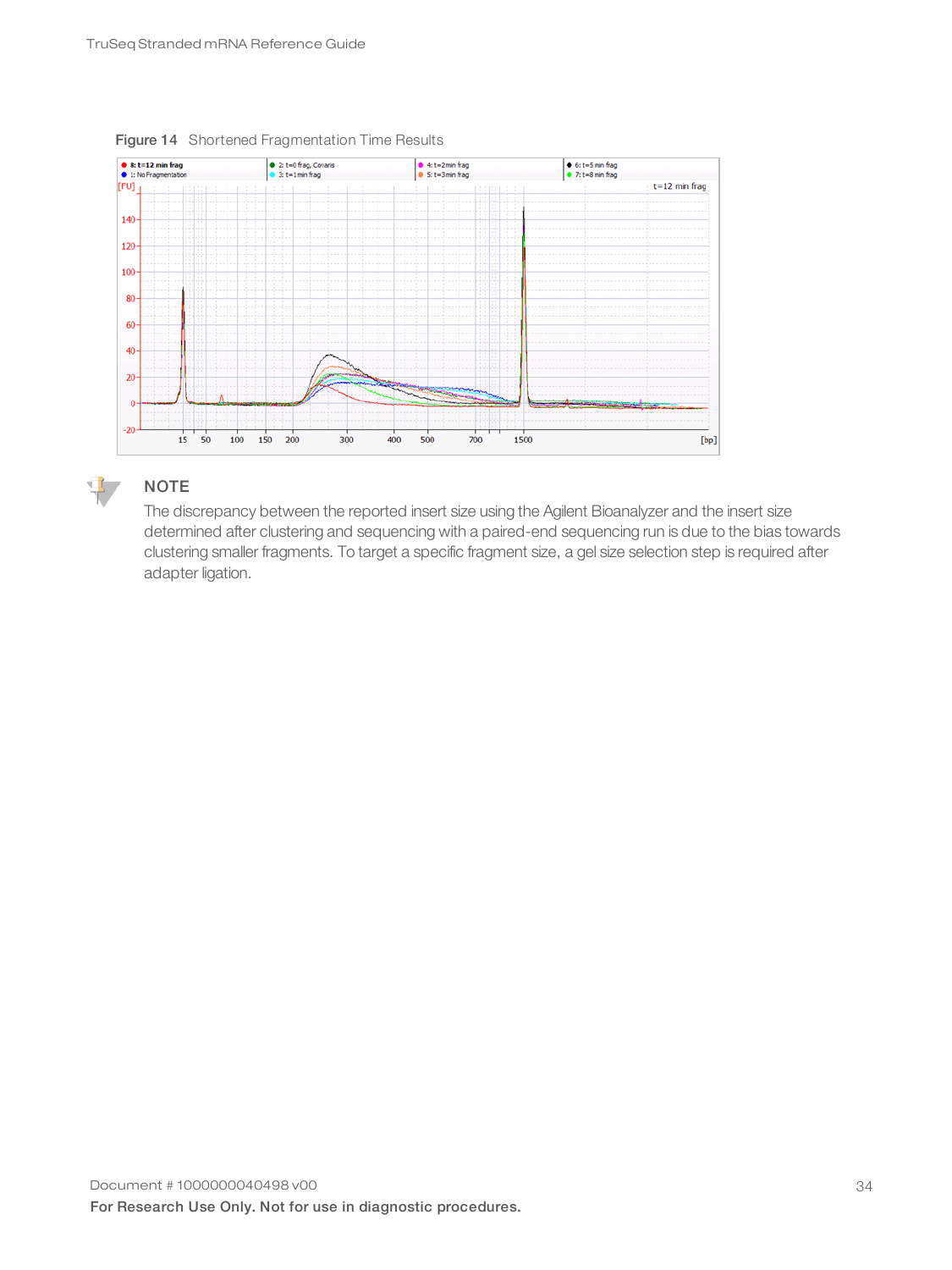**Figure 14** Shortened Fragmentation Time Results

**NOTE**

The discrepancy between the reported insert size using the Agilent Bioanalyzer and the insert size determined after clustering and sequencing with a paired-end sequencing run is due to the bias towards clustering smaller fragments. To target a specific fragment size, a gel size selection step is required after adapter ligation.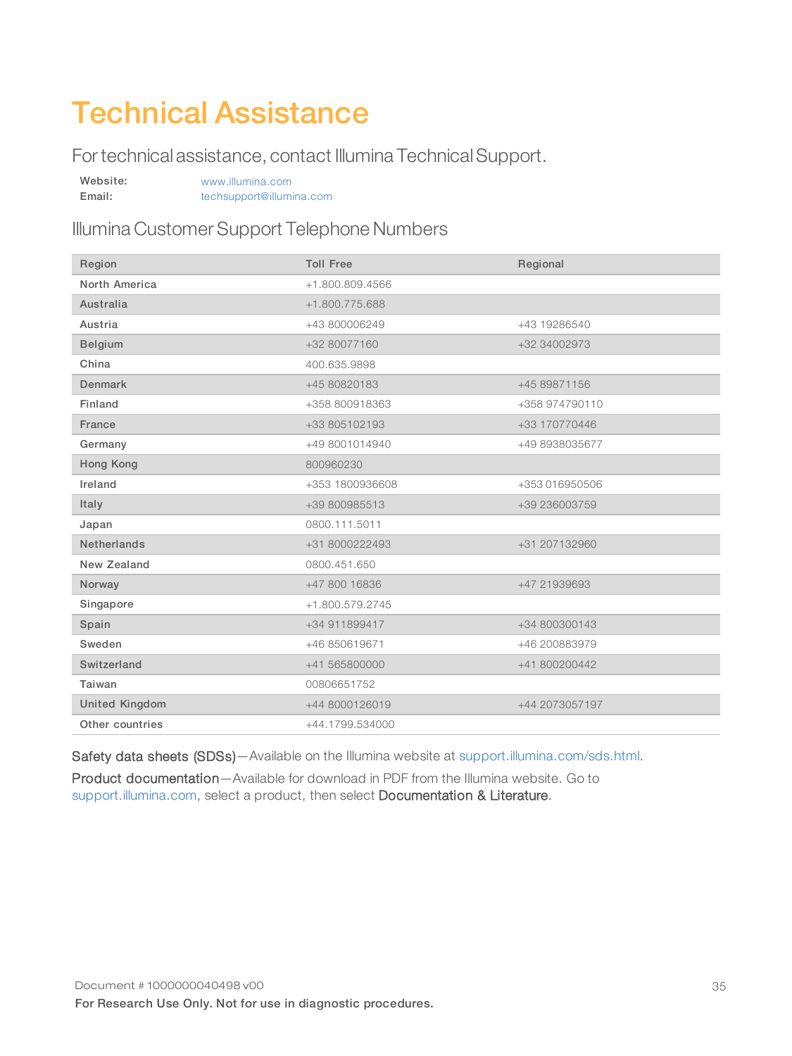# Technical Assistance

## For technical assistance, contact Illumina Technical Support.

**Website:** www.illumina.com
**Email:** techsupport@illumina.com

### Illumina Customer Support Telephone Numbers

| Region | Toll Free | Regional |
|---|---|---|
| North America | +1.800.809.4566 | |
| Australia | +1.800.775.688 | |
| Austria | +43 800006249 | +43 19286540 |
| Belgium | +32 80077160 | +32 34002973 |
| China | 400.635.9898 | |
| Denmark | +45 80820183 | +45 89871156 |
| Finland | +358 800918363 | +358 974790110 |
| France | +33 805102193 | +33 170770446 |
| Germany | +49 8001014940 | +49 8938035677 |
| Hong Kong | 800960230 | |
| Ireland | +353 1800936608 | +353 016950506 |
| Italy | +39 800985513 | +39 236003759 |
| Japan | 0800.111.5011 | |
| Netherlands | +31 8000222493 | +31 207132960 |
| New Zealand | 0800.451.650 | |
| Norway | +47 800 16836 | +47 21939693 |
| Singapore | +1.800.579.2745 | |
| Spain | +34 911899417 | +34 800300143 |
| Sweden | +46 850619671 | +46 200883979 |
| Switzerland | +41 565800000 | +41 800200442 |
| Taiwan | 00806651752 | |
| United Kingdom | +44 8000126019 | +44 2073057197 |
| Other countries | +44.1799.534000 | |

Safety data sheets (SDSs)—Available on the Illumina website at support.illumina.com/sds.html.

Product documentation—Available for download in PDF from the Illumina website. Go to support.illumina.com, select a product, then select **Documentation & Literature**.

Document # 1000000040498 v00

**For Research Use Only. Not for use in diagnostic procedures.**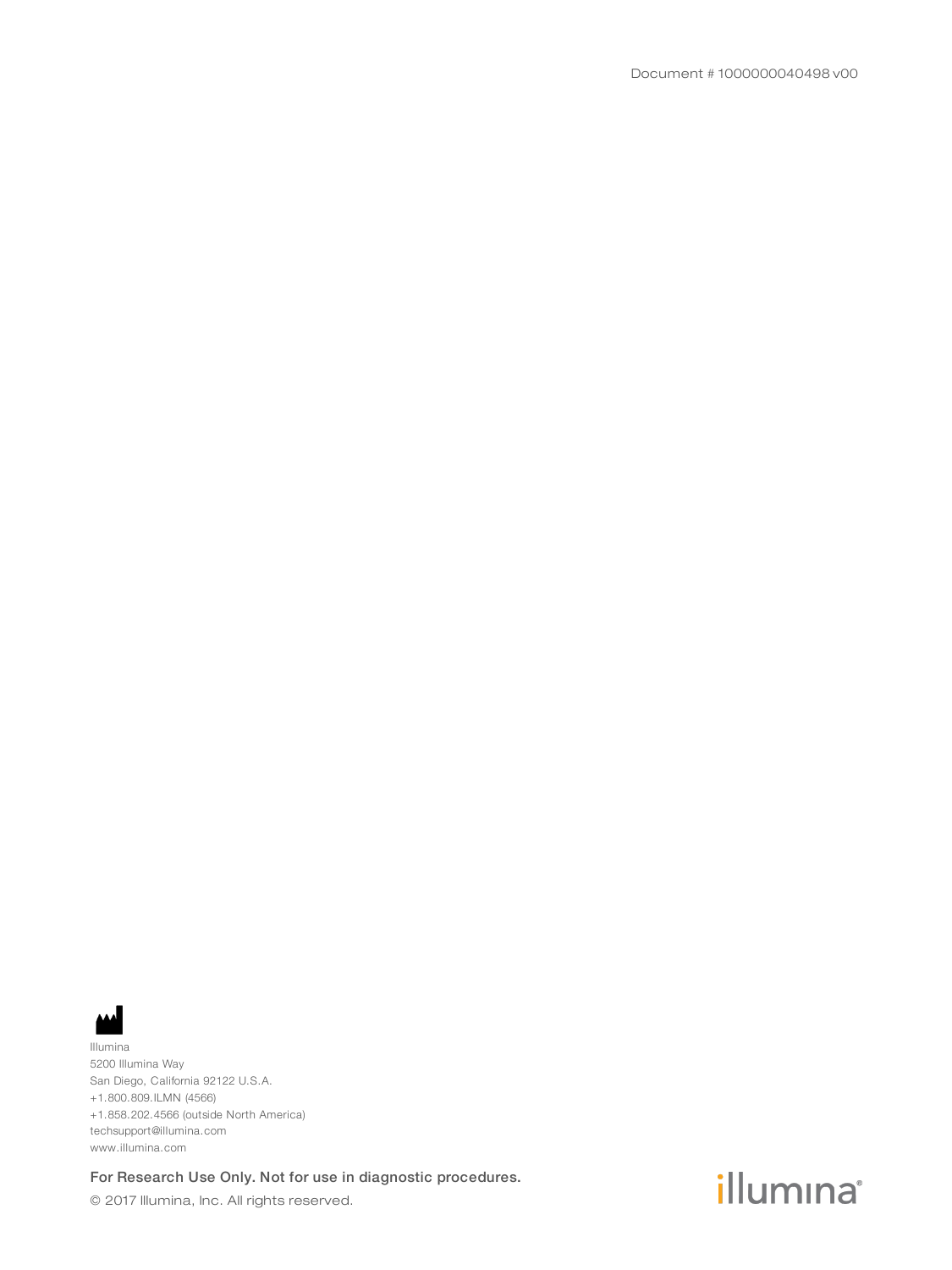Document # 1000000040498 v00

Illumina
5200 Illumina Way
San Diego, California 92122 U.S.A.
+1.800.809.ILMN (4566)
+1.858.202.4566 (outside North America)
techsupport@illumina.com
www.illumina.com

**For Research Use Only. Not for use in diagnostic procedures.**

© 2017 Illumina, Inc. All rights reserved.